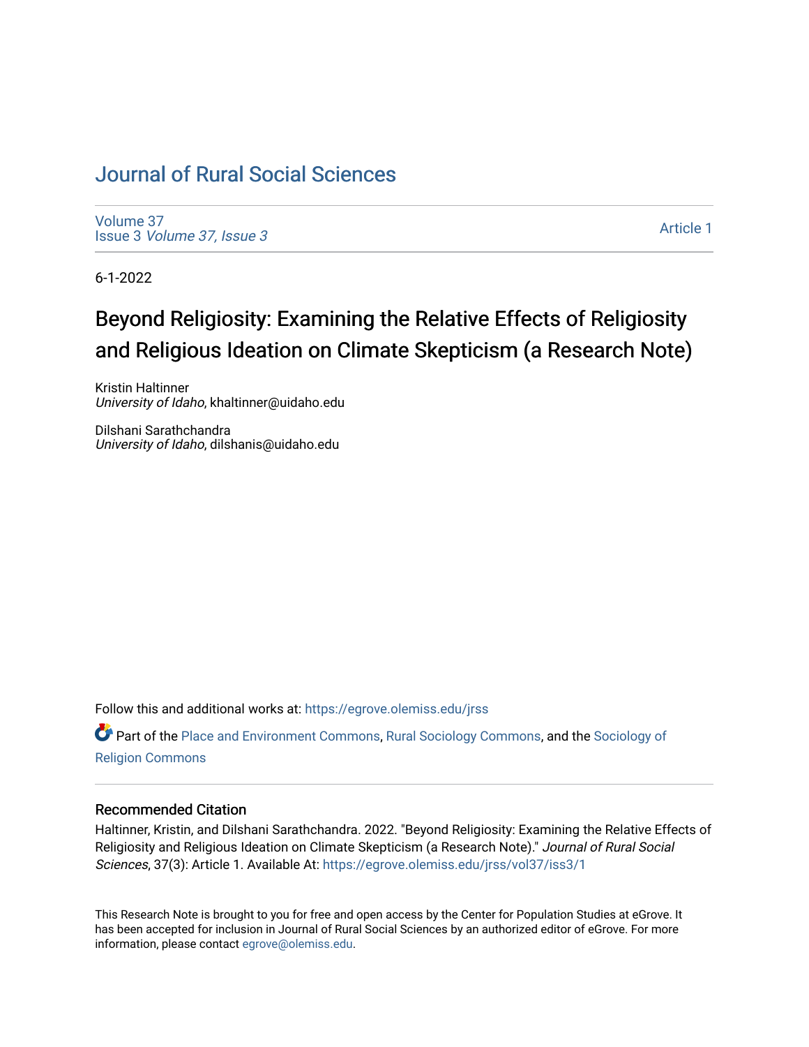# Journal of Rural Social Sciences

Volume 37
Issue 3 *Volume 37, Issue 3*

Article 1

6-1-2022

## Beyond Religiosity: Examining the Relative Effects of Religiosity and Religious Ideation on Climate Skepticism (a Research Note)

Kristin Haltinner
*University of Idaho*, khaltinner@uidaho.edu

Dilshani Sarathchandra
*University of Idaho*, dilshanis@uidaho.edu

Follow this and additional works at: https://egrove.olemiss.edu/jrss

Part of the Place and Environment Commons, Rural Sociology Commons, and the Sociology of Religion Commons

### Recommended Citation

Haltinner, Kristin, and Dilshani Sarathchandra. 2022. "Beyond Religiosity: Examining the Relative Effects of Religiosity and Religious Ideation on Climate Skepticism (a Research Note)." *Journal of Rural Social Sciences*, 37(3): Article 1. Available At: https://egrove.olemiss.edu/jrss/vol37/iss3/1

This Research Note is brought to you for free and open access by the Center for Population Studies at eGrove. It has been accepted for inclusion in Journal of Rural Social Sciences by an authorized editor of eGrove. For more information, please contact egrove@olemiss.edu.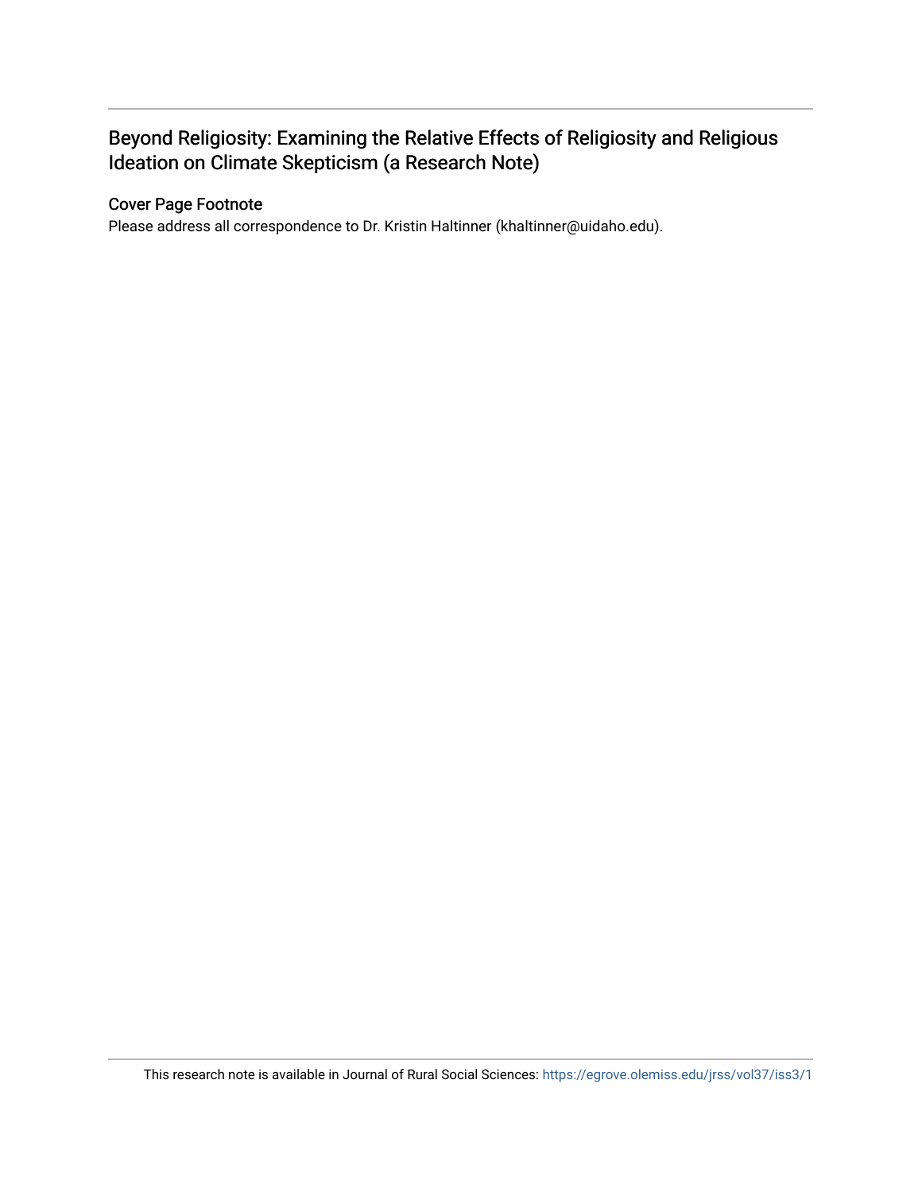# Beyond Religiosity: Examining the Relative Effects of Religiosity and Religious Ideation on Climate Skepticism (a Research Note)

## Cover Page Footnote

Please address all correspondence to Dr. Kristin Haltinner (khaltinner@uidaho.edu).

This research note is available in Journal of Rural Social Sciences: https://egrove.olemiss.edu/jrss/vol37/iss3/1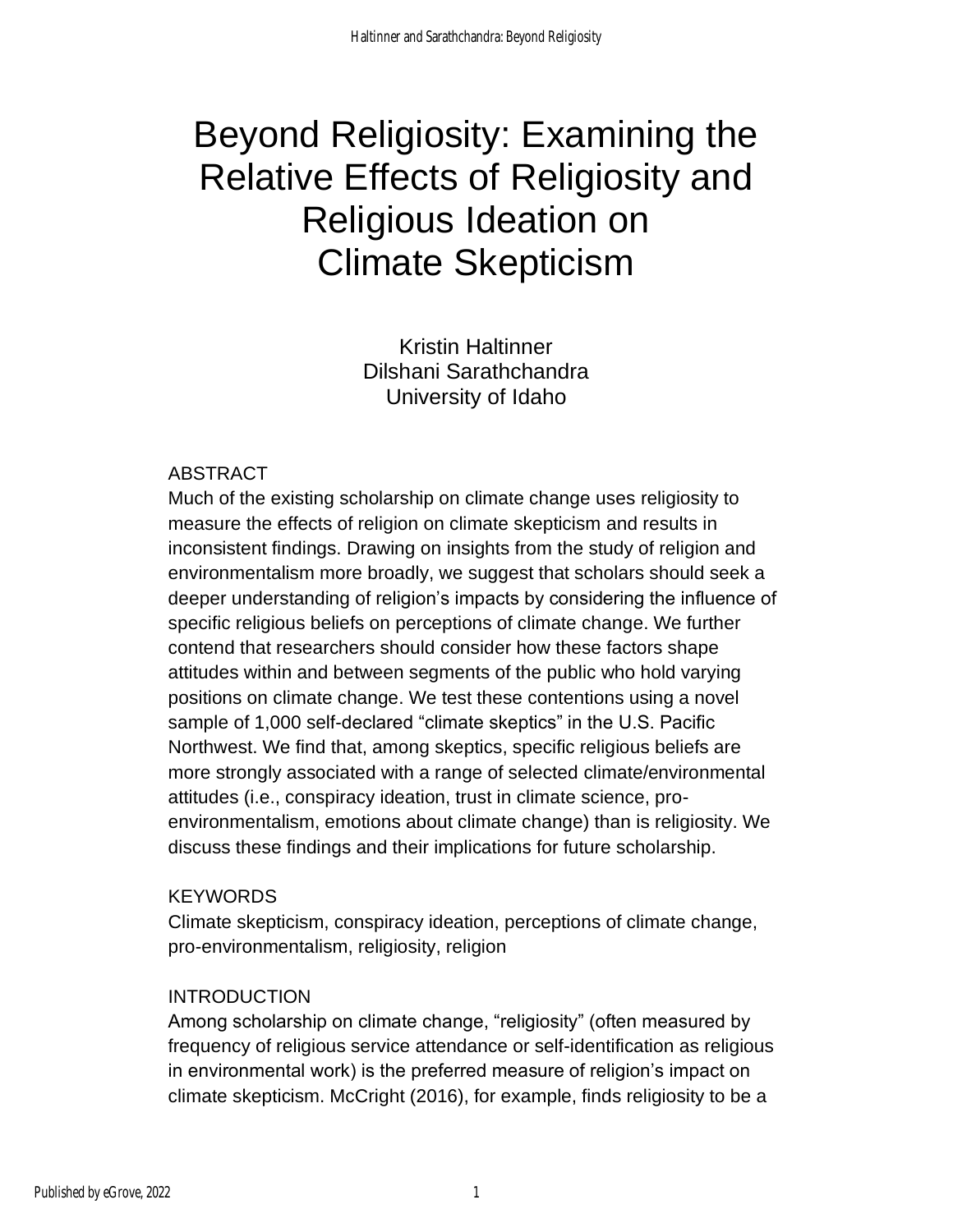# Beyond Religiosity: Examining the Relative Effects of Religiosity and Religious Ideation on Climate Skepticism

Kristin Haltinner
Dilshani Sarathchandra
University of Idaho

## ABSTRACT

Much of the existing scholarship on climate change uses religiosity to measure the effects of religion on climate skepticism and results in inconsistent findings. Drawing on insights from the study of religion and environmentalism more broadly, we suggest that scholars should seek a deeper understanding of religion's impacts by considering the influence of specific religious beliefs on perceptions of climate change. We further contend that researchers should consider how these factors shape attitudes within and between segments of the public who hold varying positions on climate change. We test these contentions using a novel sample of 1,000 self-declared "climate skeptics" in the U.S. Pacific Northwest. We find that, among skeptics, specific religious beliefs are more strongly associated with a range of selected climate/environmental attitudes (i.e., conspiracy ideation, trust in climate science, pro-environmentalism, emotions about climate change) than is religiosity. We discuss these findings and their implications for future scholarship.

## KEYWORDS

Climate skepticism, conspiracy ideation, perceptions of climate change, pro-environmentalism, religiosity, religion

## INTRODUCTION

Among scholarship on climate change, "religiosity" (often measured by frequency of religious service attendance or self-identification as religious in environmental work) is the preferred measure of religion's impact on climate skepticism. McCright (2016), for example, finds religiosity to be a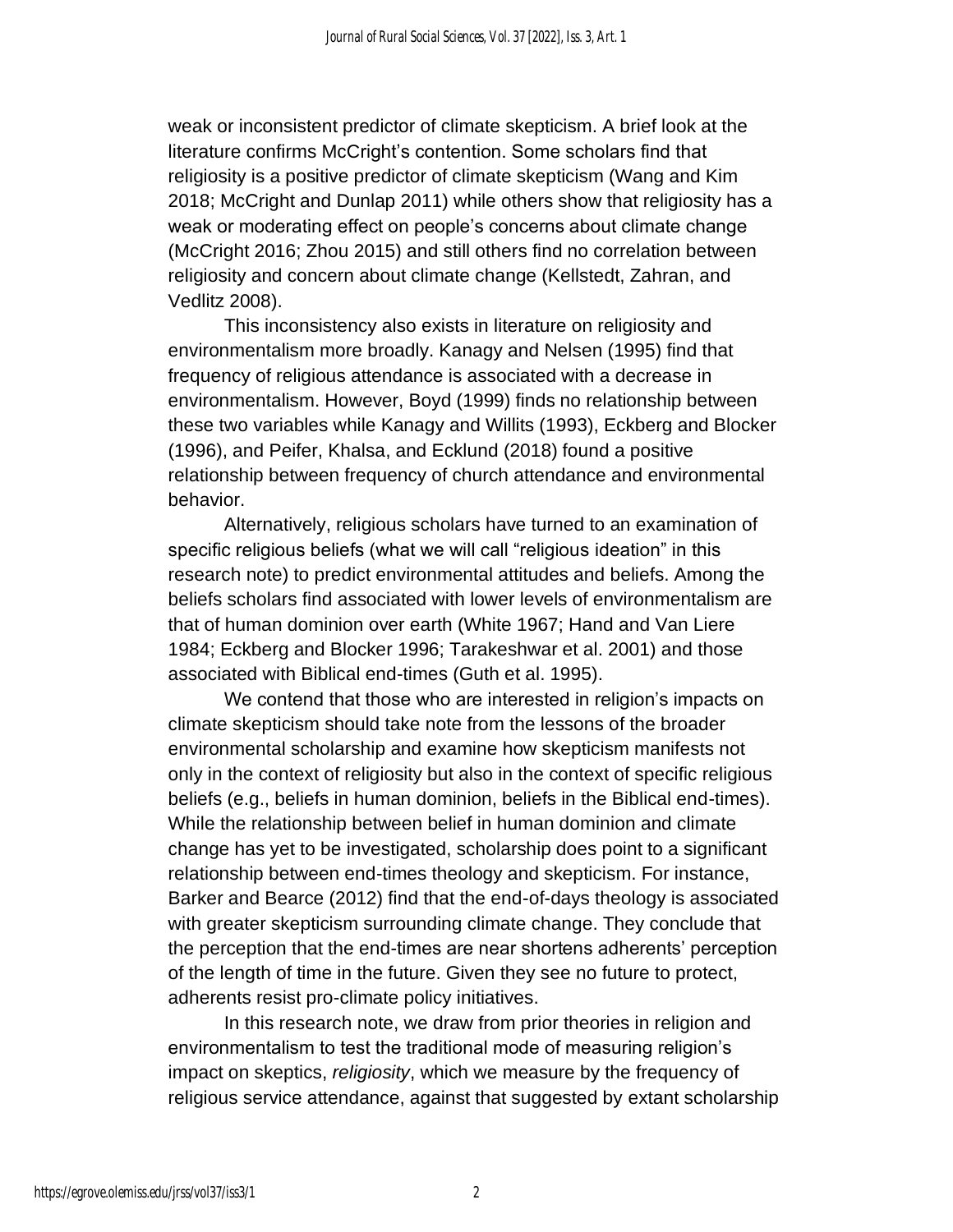weak or inconsistent predictor of climate skepticism. A brief look at the literature confirms McCright's contention. Some scholars find that religiosity is a positive predictor of climate skepticism (Wang and Kim 2018; McCright and Dunlap 2011) while others show that religiosity has a weak or moderating effect on people's concerns about climate change (McCright 2016; Zhou 2015) and still others find no correlation between religiosity and concern about climate change (Kellstedt, Zahran, and Vedlitz 2008).

This inconsistency also exists in literature on religiosity and environmentalism more broadly. Kanagy and Nelsen (1995) find that frequency of religious attendance is associated with a decrease in environmentalism. However, Boyd (1999) finds no relationship between these two variables while Kanagy and Willits (1993), Eckberg and Blocker (1996), and Peifer, Khalsa, and Ecklund (2018) found a positive relationship between frequency of church attendance and environmental behavior.

Alternatively, religious scholars have turned to an examination of specific religious beliefs (what we will call "religious ideation" in this research note) to predict environmental attitudes and beliefs. Among the beliefs scholars find associated with lower levels of environmentalism are that of human dominion over earth (White 1967; Hand and Van Liere 1984; Eckberg and Blocker 1996; Tarakeshwar et al. 2001) and those associated with Biblical end-times (Guth et al. 1995).

We contend that those who are interested in religion's impacts on climate skepticism should take note from the lessons of the broader environmental scholarship and examine how skepticism manifests not only in the context of religiosity but also in the context of specific religious beliefs (e.g., beliefs in human dominion, beliefs in the Biblical end-times). While the relationship between belief in human dominion and climate change has yet to be investigated, scholarship does point to a significant relationship between end-times theology and skepticism. For instance, Barker and Bearce (2012) find that the end-of-days theology is associated with greater skepticism surrounding climate change. They conclude that the perception that the end-times are near shortens adherents' perception of the length of time in the future. Given they see no future to protect, adherents resist pro-climate policy initiatives.

In this research note, we draw from prior theories in religion and environmentalism to test the traditional mode of measuring religion's impact on skeptics, *religiosity*, which we measure by the frequency of religious service attendance, against that suggested by extant scholarship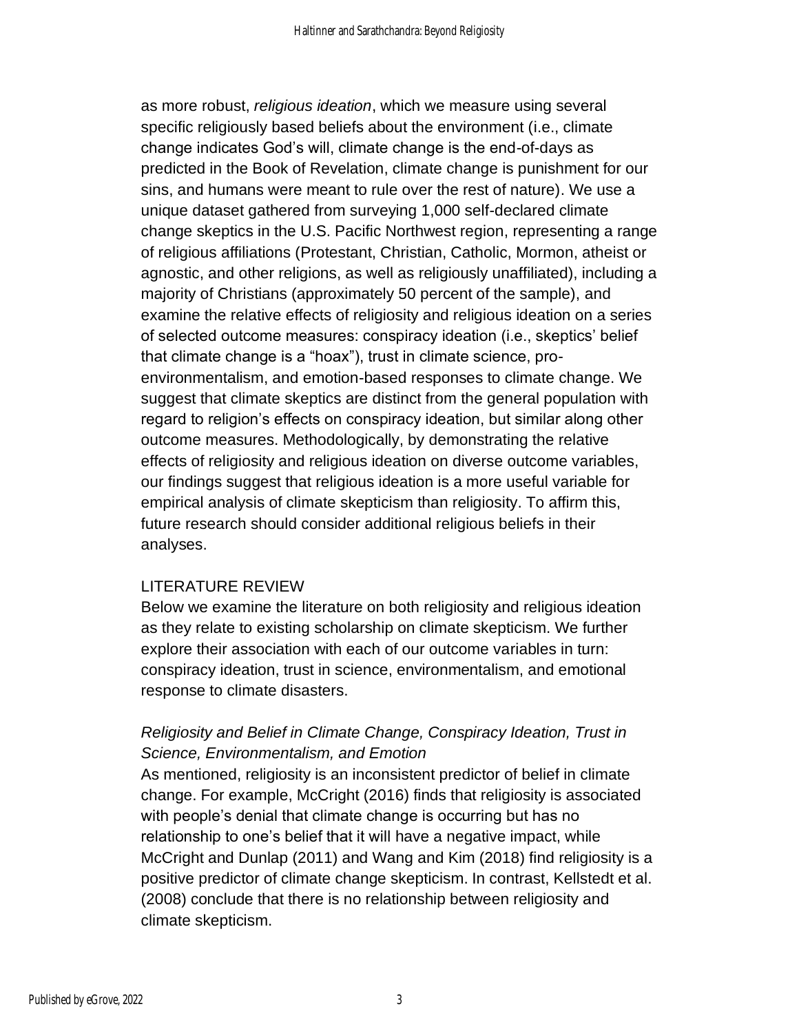as more robust, *religious ideation*, which we measure using several specific religiously based beliefs about the environment (i.e., climate change indicates God's will, climate change is the end-of-days as predicted in the Book of Revelation, climate change is punishment for our sins, and humans were meant to rule over the rest of nature). We use a unique dataset gathered from surveying 1,000 self-declared climate change skeptics in the U.S. Pacific Northwest region, representing a range of religious affiliations (Protestant, Christian, Catholic, Mormon, atheist or agnostic, and other religions, as well as religiously unaffiliated), including a majority of Christians (approximately 50 percent of the sample), and examine the relative effects of religiosity and religious ideation on a series of selected outcome measures: conspiracy ideation (i.e., skeptics' belief that climate change is a "hoax"), trust in climate science, pro-environmentalism, and emotion-based responses to climate change. We suggest that climate skeptics are distinct from the general population with regard to religion's effects on conspiracy ideation, but similar along other outcome measures. Methodologically, by demonstrating the relative effects of religiosity and religious ideation on diverse outcome variables, our findings suggest that religious ideation is a more useful variable for empirical analysis of climate skepticism than religiosity. To affirm this, future research should consider additional religious beliefs in their analyses.

## LITERATURE REVIEW

Below we examine the literature on both religiosity and religious ideation as they relate to existing scholarship on climate skepticism. We further explore their association with each of our outcome variables in turn: conspiracy ideation, trust in science, environmentalism, and emotional response to climate disasters.

### *Religiosity and Belief in Climate Change, Conspiracy Ideation, Trust in Science, Environmentalism, and Emotion*

As mentioned, religiosity is an inconsistent predictor of belief in climate change. For example, McCright (2016) finds that religiosity is associated with people's denial that climate change is occurring but has no relationship to one's belief that it will have a negative impact, while McCright and Dunlap (2011) and Wang and Kim (2018) find religiosity is a positive predictor of climate change skepticism. In contrast, Kellstedt et al. (2008) conclude that there is no relationship between religiosity and climate skepticism.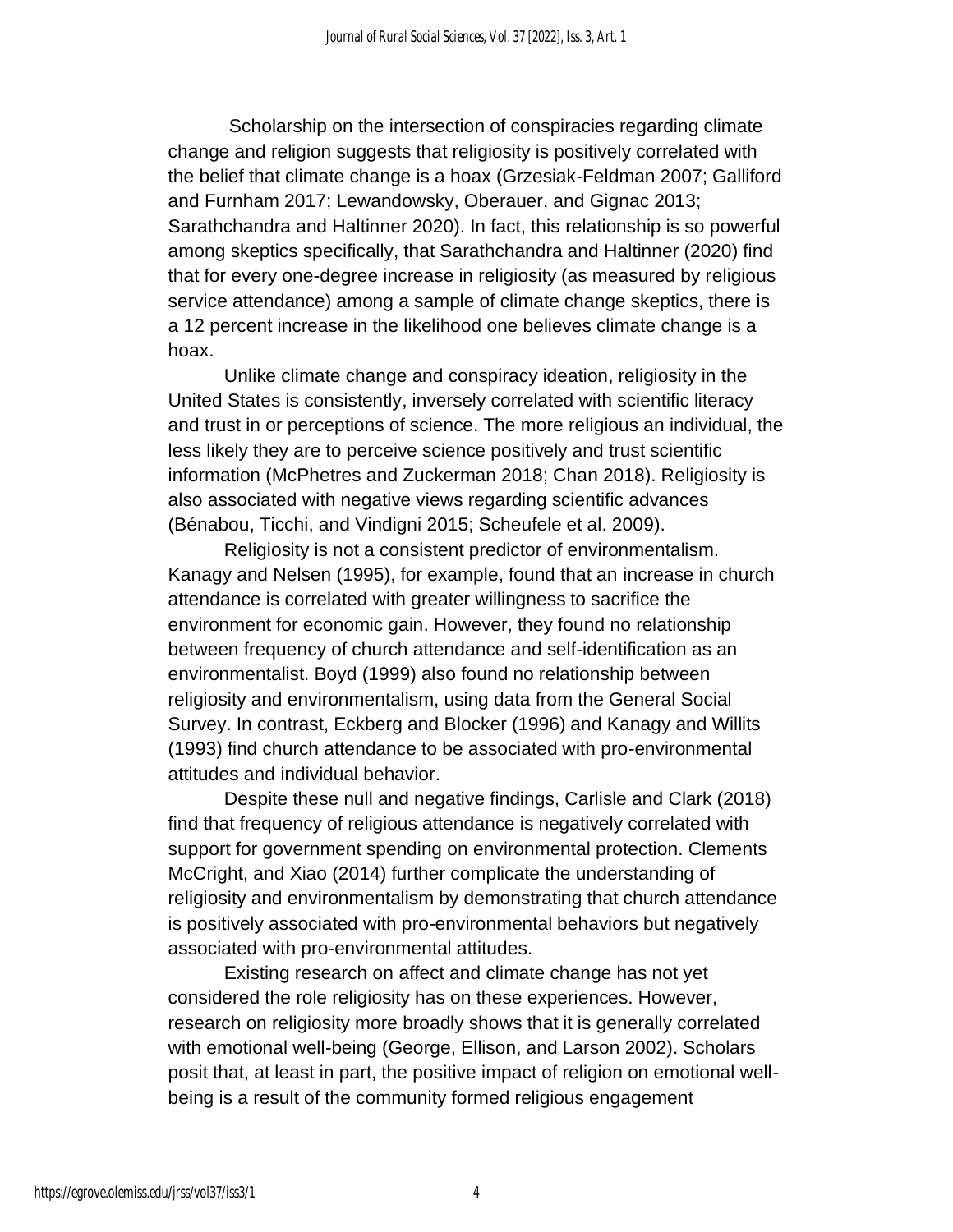Scholarship on the intersection of conspiracies regarding climate change and religion suggests that religiosity is positively correlated with the belief that climate change is a hoax (Grzesiak-Feldman 2007; Galliford and Furnham 2017; Lewandowsky, Oberauer, and Gignac 2013; Sarathchandra and Haltinner 2020). In fact, this relationship is so powerful among skeptics specifically, that Sarathchandra and Haltinner (2020) find that for every one-degree increase in religiosity (as measured by religious service attendance) among a sample of climate change skeptics, there is a 12 percent increase in the likelihood one believes climate change is a hoax.

Unlike climate change and conspiracy ideation, religiosity in the United States is consistently, inversely correlated with scientific literacy and trust in or perceptions of science. The more religious an individual, the less likely they are to perceive science positively and trust scientific information (McPhetres and Zuckerman 2018; Chan 2018). Religiosity is also associated with negative views regarding scientific advances (Bénabou, Ticchi, and Vindigni 2015; Scheufele et al. 2009).

Religiosity is not a consistent predictor of environmentalism. Kanagy and Nelsen (1995), for example, found that an increase in church attendance is correlated with greater willingness to sacrifice the environment for economic gain. However, they found no relationship between frequency of church attendance and self-identification as an environmentalist. Boyd (1999) also found no relationship between religiosity and environmentalism, using data from the General Social Survey. In contrast, Eckberg and Blocker (1996) and Kanagy and Willits (1993) find church attendance to be associated with pro-environmental attitudes and individual behavior.

Despite these null and negative findings, Carlisle and Clark (2018) find that frequency of religious attendance is negatively correlated with support for government spending on environmental protection. Clements McCright, and Xiao (2014) further complicate the understanding of religiosity and environmentalism by demonstrating that church attendance is positively associated with pro-environmental behaviors but negatively associated with pro-environmental attitudes.

Existing research on affect and climate change has not yet considered the role religiosity has on these experiences. However, research on religiosity more broadly shows that it is generally correlated with emotional well-being (George, Ellison, and Larson 2002). Scholars posit that, at least in part, the positive impact of religion on emotional well-being is a result of the community formed religious engagement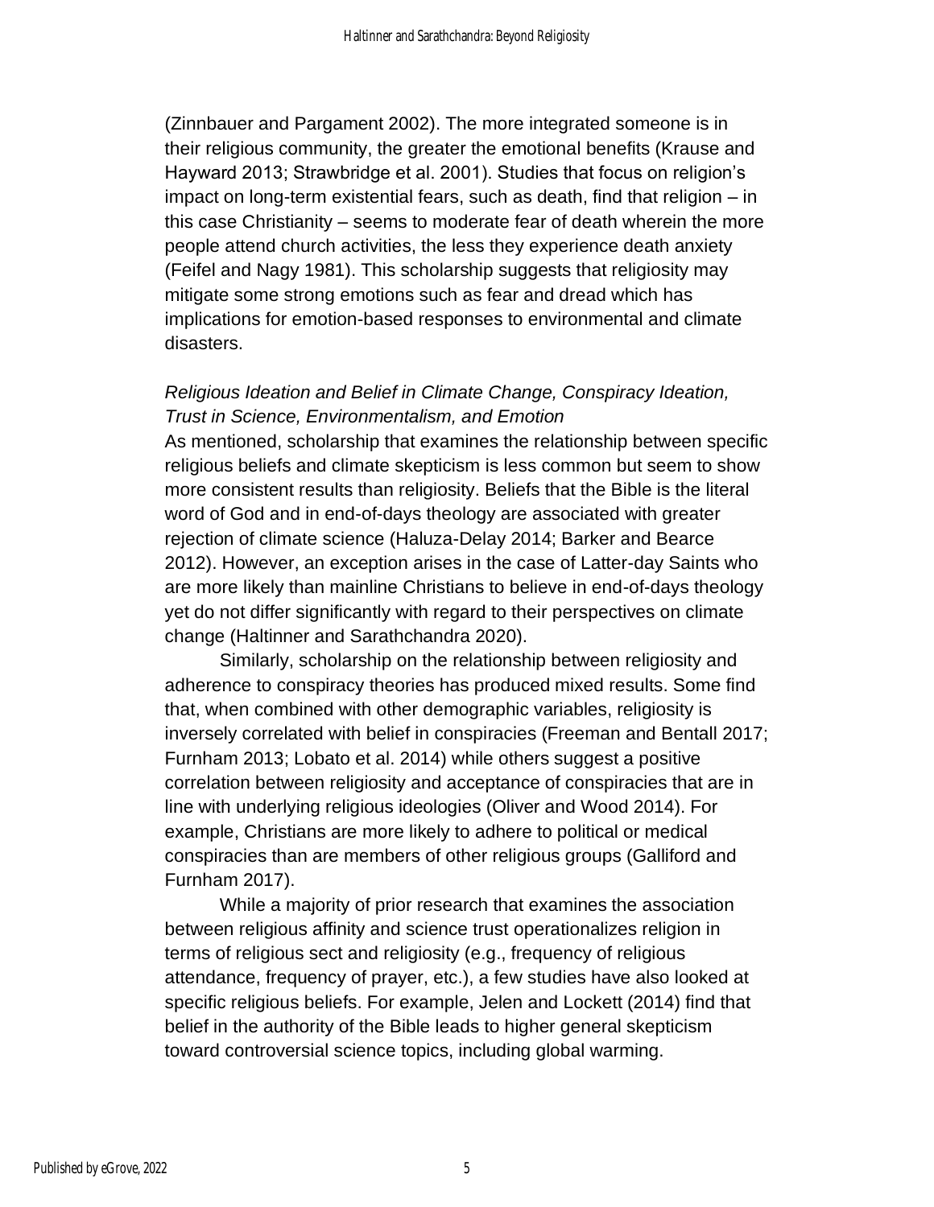(Zinnbauer and Pargament 2002). The more integrated someone is in their religious community, the greater the emotional benefits (Krause and Hayward 2013; Strawbridge et al. 2001). Studies that focus on religion's impact on long-term existential fears, such as death, find that religion – in this case Christianity – seems to moderate fear of death wherein the more people attend church activities, the less they experience death anxiety (Feifel and Nagy 1981). This scholarship suggests that religiosity may mitigate some strong emotions such as fear and dread which has implications for emotion-based responses to environmental and climate disasters.

*Religious Ideation and Belief in Climate Change, Conspiracy Ideation, Trust in Science, Environmentalism, and Emotion*

As mentioned, scholarship that examines the relationship between specific religious beliefs and climate skepticism is less common but seem to show more consistent results than religiosity. Beliefs that the Bible is the literal word of God and in end-of-days theology are associated with greater rejection of climate science (Haluza-Delay 2014; Barker and Bearce 2012). However, an exception arises in the case of Latter-day Saints who are more likely than mainline Christians to believe in end-of-days theology yet do not differ significantly with regard to their perspectives on climate change (Haltinner and Sarathchandra 2020).

Similarly, scholarship on the relationship between religiosity and adherence to conspiracy theories has produced mixed results. Some find that, when combined with other demographic variables, religiosity is inversely correlated with belief in conspiracies (Freeman and Bentall 2017; Furnham 2013; Lobato et al. 2014) while others suggest a positive correlation between religiosity and acceptance of conspiracies that are in line with underlying religious ideologies (Oliver and Wood 2014). For example, Christians are more likely to adhere to political or medical conspiracies than are members of other religious groups (Galliford and Furnham 2017).

While a majority of prior research that examines the association between religious affinity and science trust operationalizes religion in terms of religious sect and religiosity (e.g., frequency of religious attendance, frequency of prayer, etc.), a few studies have also looked at specific religious beliefs. For example, Jelen and Lockett (2014) find that belief in the authority of the Bible leads to higher general skepticism toward controversial science topics, including global warming.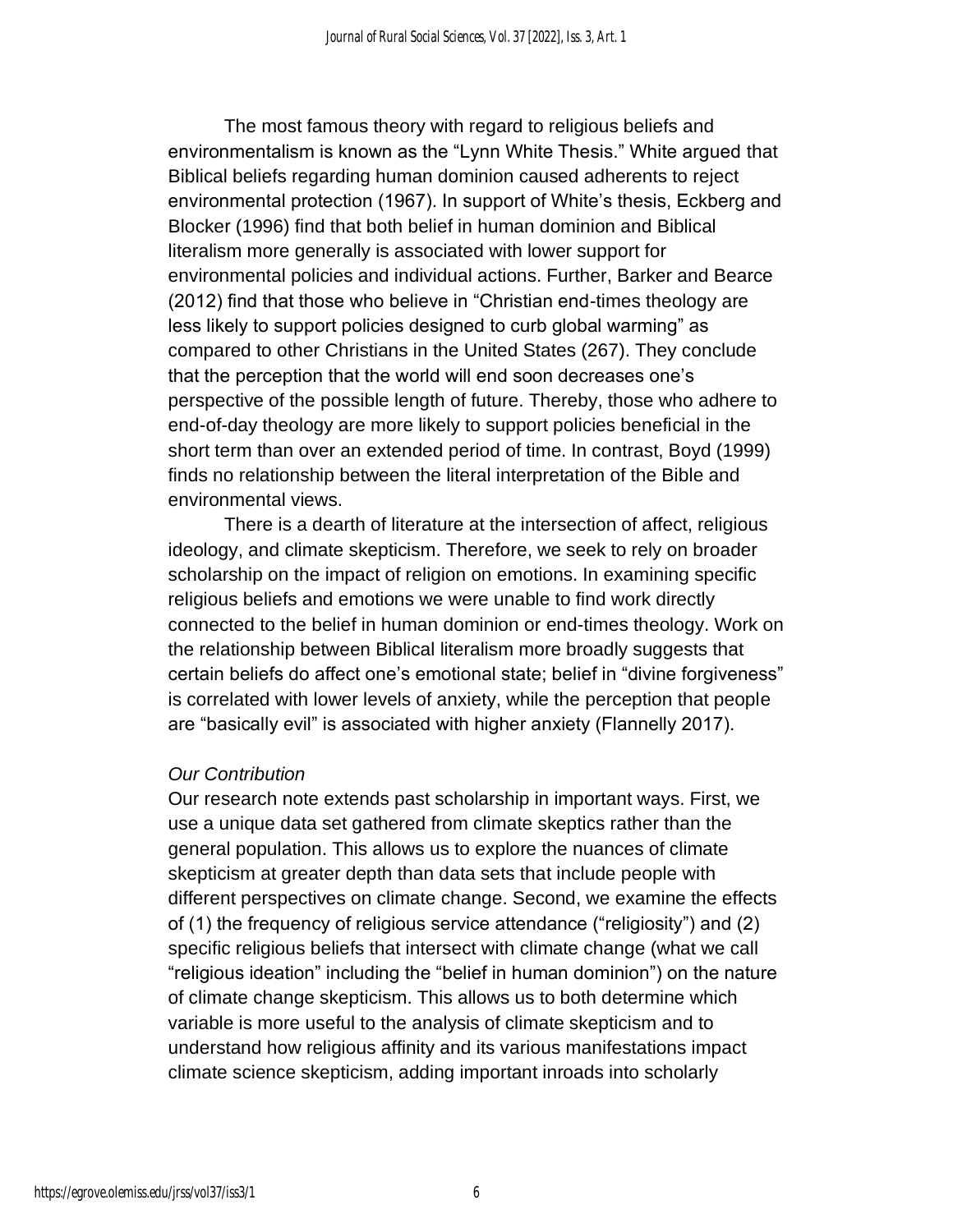The most famous theory with regard to religious beliefs and environmentalism is known as the "Lynn White Thesis." White argued that Biblical beliefs regarding human dominion caused adherents to reject environmental protection (1967). In support of White's thesis, Eckberg and Blocker (1996) find that both belief in human dominion and Biblical literalism more generally is associated with lower support for environmental policies and individual actions. Further, Barker and Bearce (2012) find that those who believe in "Christian end-times theology are less likely to support policies designed to curb global warming" as compared to other Christians in the United States (267). They conclude that the perception that the world will end soon decreases one's perspective of the possible length of future. Thereby, those who adhere to end-of-day theology are more likely to support policies beneficial in the short term than over an extended period of time. In contrast, Boyd (1999) finds no relationship between the literal interpretation of the Bible and environmental views.

There is a dearth of literature at the intersection of affect, religious ideology, and climate skepticism. Therefore, we seek to rely on broader scholarship on the impact of religion on emotions. In examining specific religious beliefs and emotions we were unable to find work directly connected to the belief in human dominion or end-times theology. Work on the relationship between Biblical literalism more broadly suggests that certain beliefs do affect one's emotional state; belief in "divine forgiveness" is correlated with lower levels of anxiety, while the perception that people are "basically evil" is associated with higher anxiety (Flannelly 2017).

*Our Contribution*

Our research note extends past scholarship in important ways. First, we use a unique data set gathered from climate skeptics rather than the general population. This allows us to explore the nuances of climate skepticism at greater depth than data sets that include people with different perspectives on climate change. Second, we examine the effects of (1) the frequency of religious service attendance ("religiosity") and (2) specific religious beliefs that intersect with climate change (what we call "religious ideation" including the "belief in human dominion") on the nature of climate change skepticism. This allows us to both determine which variable is more useful to the analysis of climate skepticism and to understand how religious affinity and its various manifestations impact climate science skepticism, adding important inroads into scholarly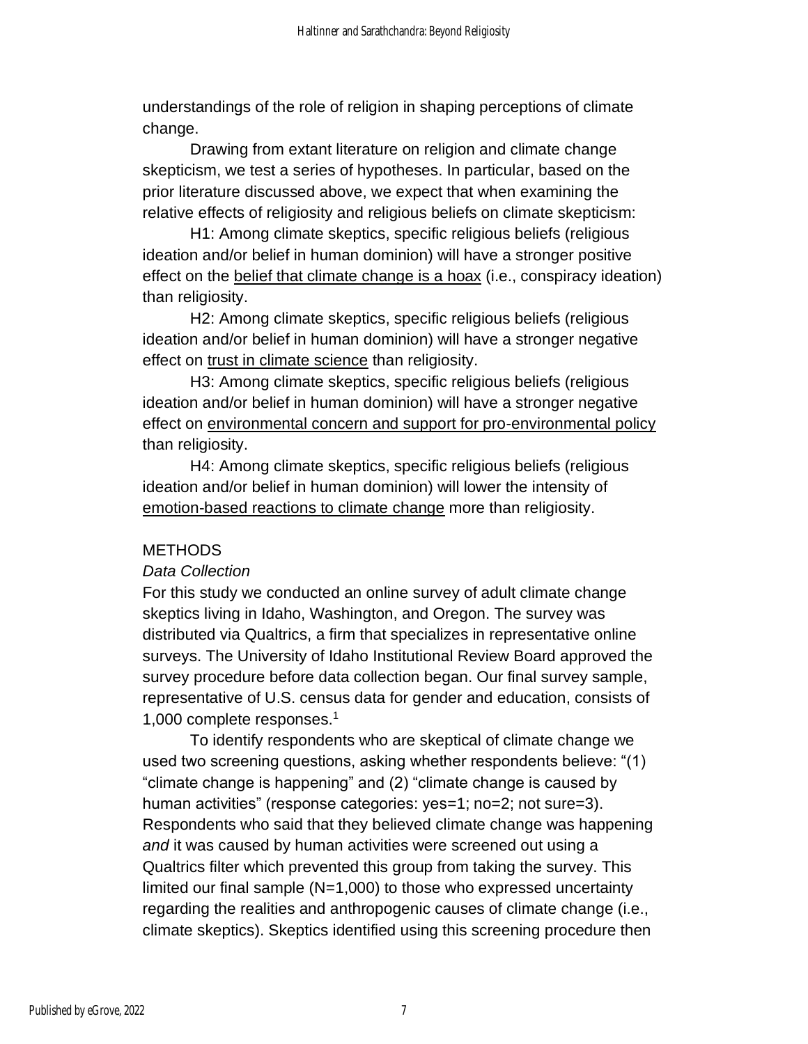understandings of the role of religion in shaping perceptions of climate change.

Drawing from extant literature on religion and climate change skepticism, we test a series of hypotheses. In particular, based on the prior literature discussed above, we expect that when examining the relative effects of religiosity and religious beliefs on climate skepticism:

H1: Among climate skeptics, specific religious beliefs (religious ideation and/or belief in human dominion) will have a stronger positive effect on the <u>belief that climate change is a hoax</u> (i.e., conspiracy ideation) than religiosity.

H2: Among climate skeptics, specific religious beliefs (religious ideation and/or belief in human dominion) will have a stronger negative effect on <u>trust in climate science</u> than religiosity.

H3: Among climate skeptics, specific religious beliefs (religious ideation and/or belief in human dominion) will have a stronger negative effect on <u>environmental concern and support for pro-environmental policy</u> than religiosity.

H4: Among climate skeptics, specific religious beliefs (religious ideation and/or belief in human dominion) will lower the intensity of <u>emotion-based reactions to climate change</u> more than religiosity.

## METHODS

### *Data Collection*

For this study we conducted an online survey of adult climate change skeptics living in Idaho, Washington, and Oregon. The survey was distributed via Qualtrics, a firm that specializes in representative online surveys. The University of Idaho Institutional Review Board approved the survey procedure before data collection began. Our final survey sample, representative of U.S. census data for gender and education, consists of 1,000 complete responses.[1]

To identify respondents who are skeptical of climate change we used two screening questions, asking whether respondents believe: "(1) "climate change is happening" and (2) "climate change is caused by human activities" (response categories: yes=1; no=2; not sure=3). Respondents who said that they believed climate change was happening *and* it was caused by human activities were screened out using a Qualtrics filter which prevented this group from taking the survey. This limited our final sample (N=1,000) to those who expressed uncertainty regarding the realities and anthropogenic causes of climate change (i.e., climate skeptics). Skeptics identified using this screening procedure then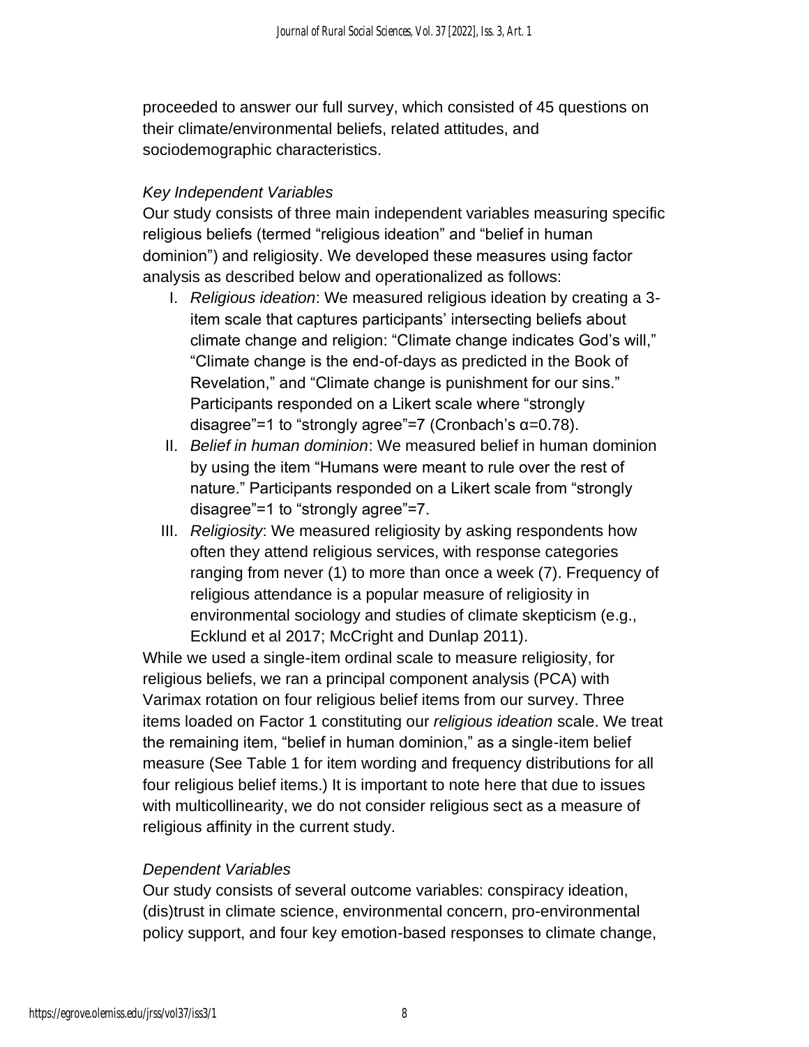proceeded to answer our full survey, which consisted of 45 questions on their climate/environmental beliefs, related attitudes, and sociodemographic characteristics.

### *Key Independent Variables*

Our study consists of three main independent variables measuring specific religious beliefs (termed "religious ideation" and "belief in human dominion") and religiosity. We developed these measures using factor analysis as described below and operationalized as follows:

I. *Religious ideation*: We measured religious ideation by creating a 3-item scale that captures participants' intersecting beliefs about climate change and religion: "Climate change indicates God's will," "Climate change is the end-of-days as predicted in the Book of Revelation," and "Climate change is punishment for our sins." Participants responded on a Likert scale where "strongly disagree"=1 to "strongly agree"=7 (Cronbach's $\alpha$=0.78).
II. *Belief in human dominion*: We measured belief in human dominion by using the item "Humans were meant to rule over the rest of nature." Participants responded on a Likert scale from "strongly disagree"=1 to "strongly agree"=7.
III. *Religiosity*: We measured religiosity by asking respondents how often they attend religious services, with response categories ranging from never (1) to more than once a week (7). Frequency of religious attendance is a popular measure of religiosity in environmental sociology and studies of climate skepticism (e.g., Ecklund et al 2017; McCright and Dunlap 2011).

While we used a single-item ordinal scale to measure religiosity, for religious beliefs, we ran a principal component analysis (PCA) with Varimax rotation on four religious belief items from our survey. Three items loaded on Factor 1 constituting our *religious ideation* scale. We treat the remaining item, "belief in human dominion," as a single-item belief measure (See Table 1 for item wording and frequency distributions for all four religious belief items.) It is important to note here that due to issues with multicollinearity, we do not consider religious sect as a measure of religious affinity in the current study.

### *Dependent Variables*

Our study consists of several outcome variables: conspiracy ideation, (dis)trust in climate science, environmental concern, pro-environmental policy support, and four key emotion-based responses to climate change,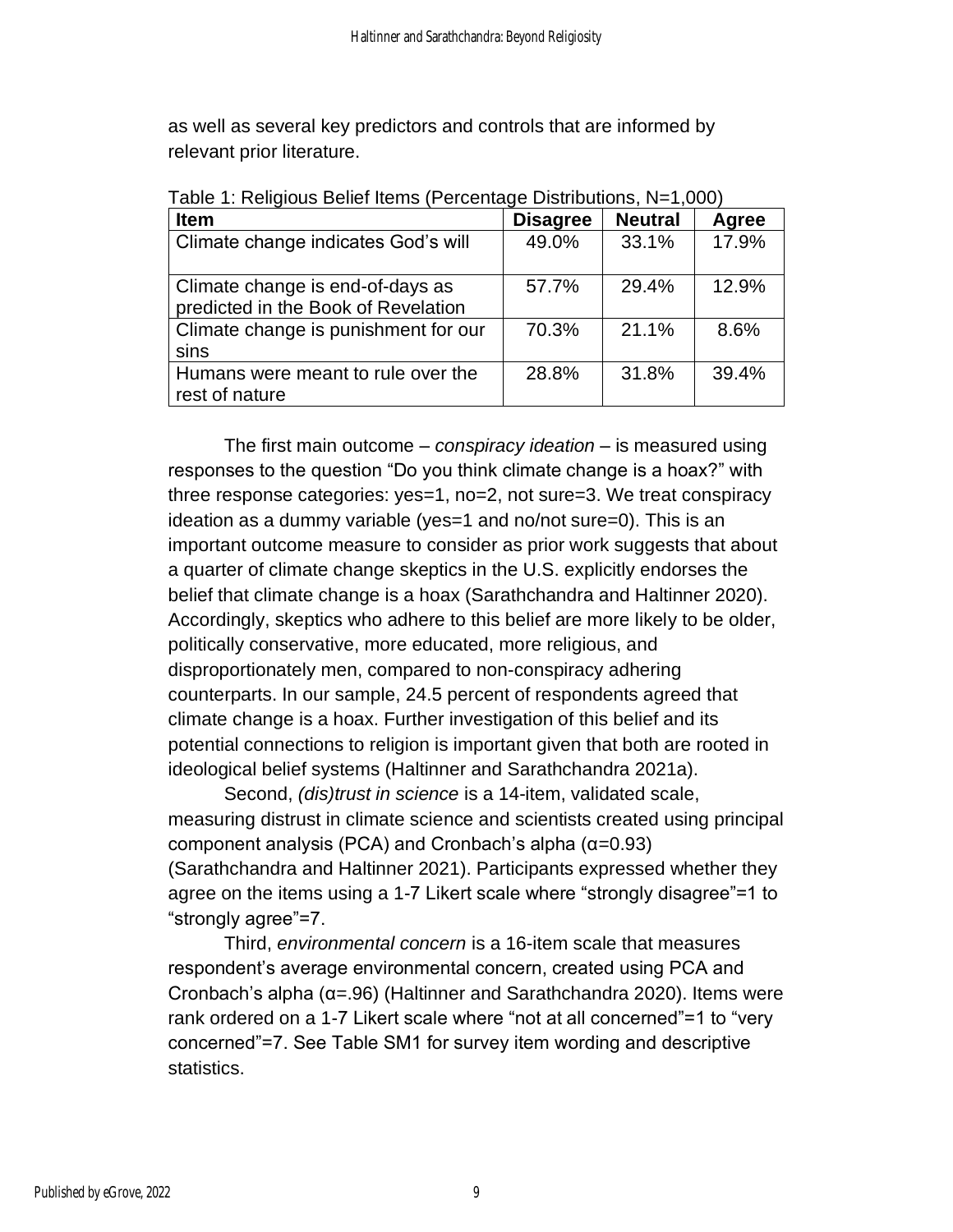as well as several key predictors and controls that are informed by relevant prior literature.

Table 1: Religious Belief Items (Percentage Distributions, N=1,000)

| Item | Disagree | Neutral | Agree |
|---|---|---|---|
| Climate change indicates God's will | 49.0% | 33.1% | 17.9% |
| Climate change is end-of-days as predicted in the Book of Revelation | 57.7% | 29.4% | 12.9% |
| Climate change is punishment for our sins | 70.3% | 21.1% | 8.6% |
| Humans were meant to rule over the rest of nature | 28.8% | 31.8% | 39.4% |

The first main outcome – *conspiracy ideation* – is measured using responses to the question "Do you think climate change is a hoax?" with three response categories: yes=1, no=2, not sure=3. We treat conspiracy ideation as a dummy variable (yes=1 and no/not sure=0). This is an important outcome measure to consider as prior work suggests that about a quarter of climate change skeptics in the U.S. explicitly endorses the belief that climate change is a hoax (Sarathchandra and Haltinner 2020). Accordingly, skeptics who adhere to this belief are more likely to be older, politically conservative, more educated, more religious, and disproportionately men, compared to non-conspiracy adhering counterparts. In our sample, 24.5 percent of respondents agreed that climate change is a hoax. Further investigation of this belief and its potential connections to religion is important given that both are rooted in ideological belief systems (Haltinner and Sarathchandra 2021a).

Second, *(dis)trust in science* is a 14-item, validated scale, measuring distrust in climate science and scientists created using principal component analysis (PCA) and Cronbach's alpha ($\alpha$=0.93) (Sarathchandra and Haltinner 2021). Participants expressed whether they agree on the items using a 1-7 Likert scale where "strongly disagree"=1 to "strongly agree"=7.

Third, *environmental concern* is a 16-item scale that measures respondent's average environmental concern, created using PCA and Cronbach's alpha ($\alpha$=.96) (Haltinner and Sarathchandra 2020). Items were rank ordered on a 1-7 Likert scale where "not at all concerned"=1 to "very concerned"=7. See Table SM1 for survey item wording and descriptive statistics.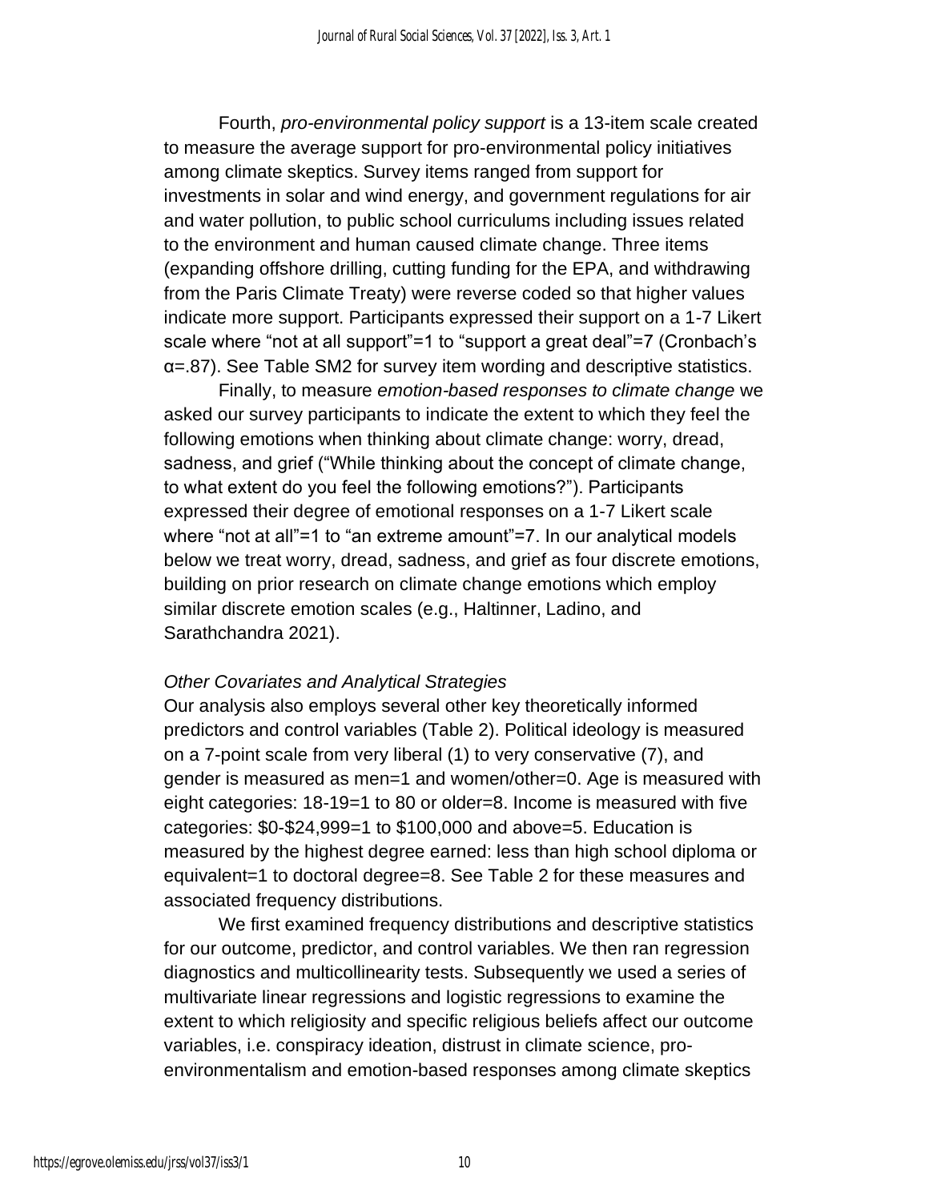Fourth, *pro-environmental policy support* is a 13-item scale created to measure the average support for pro-environmental policy initiatives among climate skeptics. Survey items ranged from support for investments in solar and wind energy, and government regulations for air and water pollution, to public school curriculums including issues related to the environment and human caused climate change. Three items (expanding offshore drilling, cutting funding for the EPA, and withdrawing from the Paris Climate Treaty) were reverse coded so that higher values indicate more support. Participants expressed their support on a 1-7 Likert scale where "not at all support"=1 to "support a great deal"=7 (Cronbach's α=.87). See Table SM2 for survey item wording and descriptive statistics.

Finally, to measure *emotion-based responses to climate change* we asked our survey participants to indicate the extent to which they feel the following emotions when thinking about climate change: worry, dread, sadness, and grief ("While thinking about the concept of climate change, to what extent do you feel the following emotions?"). Participants expressed their degree of emotional responses on a 1-7 Likert scale where "not at all"=1 to "an extreme amount"=7. In our analytical models below we treat worry, dread, sadness, and grief as four discrete emotions, building on prior research on climate change emotions which employ similar discrete emotion scales (e.g., Haltinner, Ladino, and Sarathchandra 2021).

*Other Covariates and Analytical Strategies*

Our analysis also employs several other key theoretically informed predictors and control variables (Table 2). Political ideology is measured on a 7-point scale from very liberal (1) to very conservative (7), and gender is measured as men=1 and women/other=0. Age is measured with eight categories: 18-19=1 to 80 or older=8. Income is measured with five categories: $0-$24,999=1 to $100,000 and above=5. Education is measured by the highest degree earned: less than high school diploma or equivalent=1 to doctoral degree=8. See Table 2 for these measures and associated frequency distributions.

We first examined frequency distributions and descriptive statistics for our outcome, predictor, and control variables. We then ran regression diagnostics and multicollinearity tests. Subsequently we used a series of multivariate linear regressions and logistic regressions to examine the extent to which religiosity and specific religious beliefs affect our outcome variables, i.e. conspiracy ideation, distrust in climate science, pro-environmentalism and emotion-based responses among climate skeptics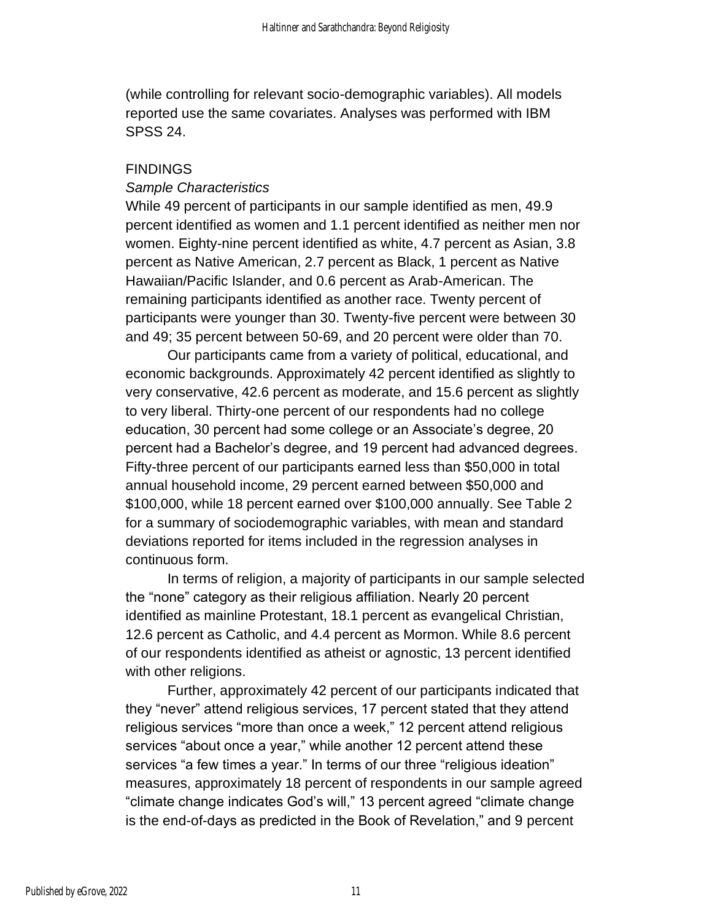(while controlling for relevant socio-demographic variables). All models reported use the same covariates. Analyses was performed with IBM SPSS 24.

## FINDINGS

### *Sample Characteristics*

While 49 percent of participants in our sample identified as men, 49.9 percent identified as women and 1.1 percent identified as neither men nor women. Eighty-nine percent identified as white, 4.7 percent as Asian, 3.8 percent as Native American, 2.7 percent as Black, 1 percent as Native Hawaiian/Pacific Islander, and 0.6 percent as Arab-American. The remaining participants identified as another race. Twenty percent of participants were younger than 30. Twenty-five percent were between 30 and 49; 35 percent between 50-69, and 20 percent were older than 70.

Our participants came from a variety of political, educational, and economic backgrounds. Approximately 42 percent identified as slightly to very conservative, 42.6 percent as moderate, and 15.6 percent as slightly to very liberal. Thirty-one percent of our respondents had no college education, 30 percent had some college or an Associate's degree, 20 percent had a Bachelor's degree, and 19 percent had advanced degrees. Fifty-three percent of our participants earned less than $50,000 in total annual household income, 29 percent earned between $50,000 and $100,000, while 18 percent earned over $100,000 annually. See Table 2 for a summary of sociodemographic variables, with mean and standard deviations reported for items included in the regression analyses in continuous form.

In terms of religion, a majority of participants in our sample selected the "none" category as their religious affiliation. Nearly 20 percent identified as mainline Protestant, 18.1 percent as evangelical Christian, 12.6 percent as Catholic, and 4.4 percent as Mormon. While 8.6 percent of our respondents identified as atheist or agnostic, 13 percent identified with other religions.

Further, approximately 42 percent of our participants indicated that they "never" attend religious services, 17 percent stated that they attend religious services "more than once a week," 12 percent attend religious services "about once a year," while another 12 percent attend these services "a few times a year." In terms of our three "religious ideation" measures, approximately 18 percent of respondents in our sample agreed "climate change indicates God's will," 13 percent agreed "climate change is the end-of-days as predicted in the Book of Revelation," and 9 percent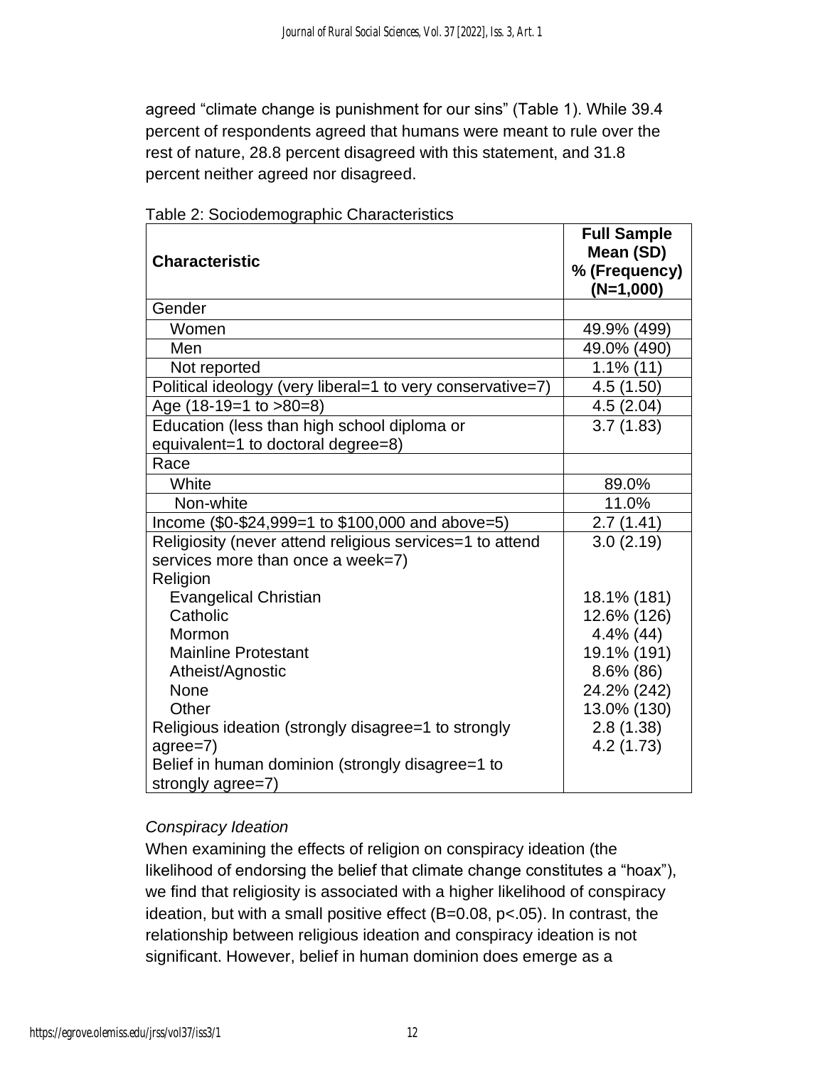agreed “climate change is punishment for our sins” (Table 1). While 39.4 percent of respondents agreed that humans were meant to rule over the rest of nature, 28.8 percent disagreed with this statement, and 31.8 percent neither agreed nor disagreed.

Table 2: Sociodemographic Characteristics

| Characteristic | Full Sample Mean (SD) % (Frequency) (N=1,000) |
|---|---|
| Gender | |
| Women | 49.9% (499) |
| Men | 49.0% (490) |
| Not reported | 1.1% (11) |
| Political ideology (very liberal=1 to very conservative=7) | 4.5 (1.50) |
| Age (18-19=1 to >80=8) | 4.5 (2.04) |
| Education (less than high school diploma or equivalent=1 to doctoral degree=8) | 3.7 (1.83) |
| Race | |
| White | 89.0% |
| Non-white | 11.0% |
| Income ($0-$24,999=1 to $100,000 and above=5) | 2.7 (1.41) |
| Religiosity (never attend religious services=1 to attend services more than once a week=7) | 3.0 (2.19) |
| Religion | |
| Evangelical Christian | 18.1% (181) |
| Catholic | 12.6% (126) |
| Mormon | 4.4% (44) |
| Mainline Protestant | 19.1% (191) |
| Atheist/Agnostic | 8.6% (86) |
| None | 24.2% (242) |
| Other | 13.0% (130) |
| Religious ideation (strongly disagree=1 to strongly agree=7) | 2.8 (1.38) |
| Belief in human dominion (strongly disagree=1 to strongly agree=7) | 4.2 (1.73) |

*Conspiracy Ideation*

When examining the effects of religion on conspiracy ideation (the likelihood of endorsing the belief that climate change constitutes a “hoax”), we find that religiosity is associated with a higher likelihood of conspiracy ideation, but with a small positive effect ($B=0.08$, $p<.05$). In contrast, the relationship between religious ideation and conspiracy ideation is not significant. However, belief in human dominion does emerge as a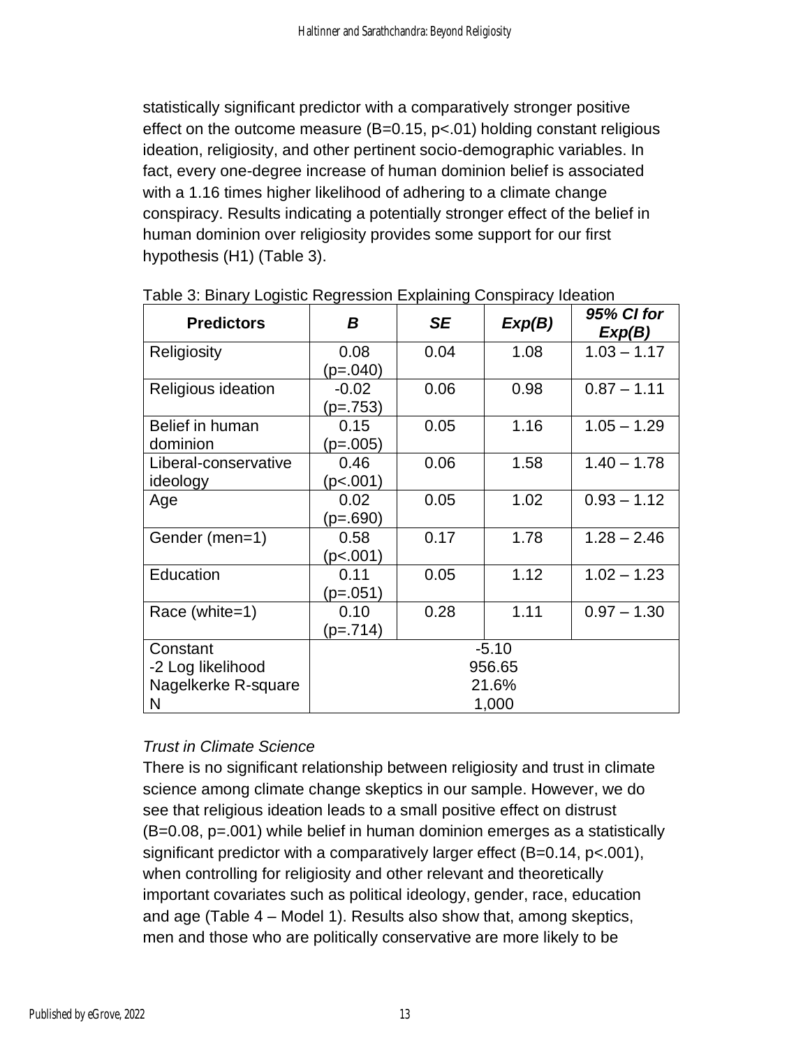statistically significant predictor with a comparatively stronger positive effect on the outcome measure (B=0.15, p<.01) holding constant religious ideation, religiosity, and other pertinent socio-demographic variables. In fact, every one-degree increase of human dominion belief is associated with a 1.16 times higher likelihood of adhering to a climate change conspiracy. Results indicating a potentially stronger effect of the belief in human dominion over religiosity provides some support for our first hypothesis (H1) (Table 3).

Table 3: Binary Logistic Regression Explaining Conspiracy Ideation

| Predictors | *B* | *SE* | *Exp(B)* | *95% CI for Exp(B)* |
|---|---|---|---|---|
| Religiosity | 0.08 (p=.040) | 0.04 | 1.08 | 1.03 – 1.17 |
| Religious ideation | -0.02 (p=.753) | 0.06 | 0.98 | 0.87 – 1.11 |
| Belief in human dominion | 0.15 (p=.005) | 0.05 | 1.16 | 1.05 – 1.29 |
| Liberal-conservative ideology | 0.46 (p<.001) | 0.06 | 1.58 | 1.40 – 1.78 |
| Age | 0.02 (p=.690) | 0.05 | 1.02 | 0.93 – 1.12 |
| Gender (men=1) | 0.58 (p<.001) | 0.17 | 1.78 | 1.28 – 2.46 |
| Education | 0.11 (p=.051) | 0.05 | 1.12 | 1.02 – 1.23 |
| Race (white=1) | 0.10 (p=.714) | 0.28 | 1.11 | 0.97 – 1.30 |
| Constant | -5.10 | | | |
| -2 Log likelihood | 956.65 | | | |
| Nagelkerke R-square | 21.6% | | | |
| N | 1,000 | | | |

*Trust in Climate Science*

There is no significant relationship between religiosity and trust in climate science among climate change skeptics in our sample. However, we do see that religious ideation leads to a small positive effect on distrust (B=0.08, p=.001) while belief in human dominion emerges as a statistically significant predictor with a comparatively larger effect (B=0.14, p<.001), when controlling for religiosity and other relevant and theoretically important covariates such as political ideology, gender, race, education and age (Table 4 – Model 1). Results also show that, among skeptics, men and those who are politically conservative are more likely to be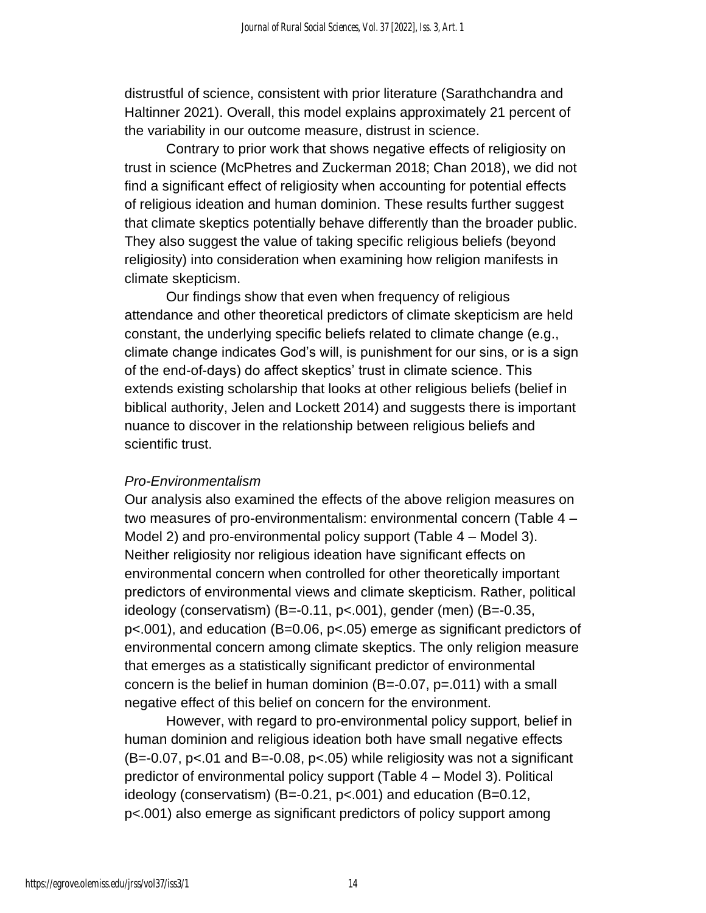distrustful of science, consistent with prior literature (Sarathchandra and Haltinner 2021). Overall, this model explains approximately 21 percent of the variability in our outcome measure, distrust in science.

Contrary to prior work that shows negative effects of religiosity on trust in science (McPhetres and Zuckerman 2018; Chan 2018), we did not find a significant effect of religiosity when accounting for potential effects of religious ideation and human dominion. These results further suggest that climate skeptics potentially behave differently than the broader public. They also suggest the value of taking specific religious beliefs (beyond religiosity) into consideration when examining how religion manifests in climate skepticism.

Our findings show that even when frequency of religious attendance and other theoretical predictors of climate skepticism are held constant, the underlying specific beliefs related to climate change (e.g., climate change indicates God's will, is punishment for our sins, or is a sign of the end-of-days) do affect skeptics' trust in climate science. This extends existing scholarship that looks at other religious beliefs (belief in biblical authority, Jelen and Lockett 2014) and suggests there is important nuance to discover in the relationship between religious beliefs and scientific trust.

*Pro-Environmentalism*

Our analysis also examined the effects of the above religion measures on two measures of pro-environmentalism: environmental concern (Table 4 – Model 2) and pro-environmental policy support (Table 4 – Model 3). Neither religiosity nor religious ideation have significant effects on environmental concern when controlled for other theoretically important predictors of environmental views and climate skepticism. Rather, political ideology (conservatism) ($B=-0.11$, $p<.001$), gender (men) ($B=-0.35$, $p<.001$), and education ($B=0.06$, $p<.05$) emerge as significant predictors of environmental concern among climate skeptics. The only religion measure that emerges as a statistically significant predictor of environmental concern is the belief in human dominion ($B=-0.07$, $p=.011$) with a small negative effect of this belief on concern for the environment.

However, with regard to pro-environmental policy support, belief in human dominion and religious ideation both have small negative effects ($B=-0.07$, $p<.01$ and $B=-0.08$, $p<.05$) while religiosity was not a significant predictor of environmental policy support (Table 4 – Model 3). Political ideology (conservatism) ($B=-0.21$, $p<.001$) and education ($B=0.12$, $p<.001$) also emerge as significant predictors of policy support among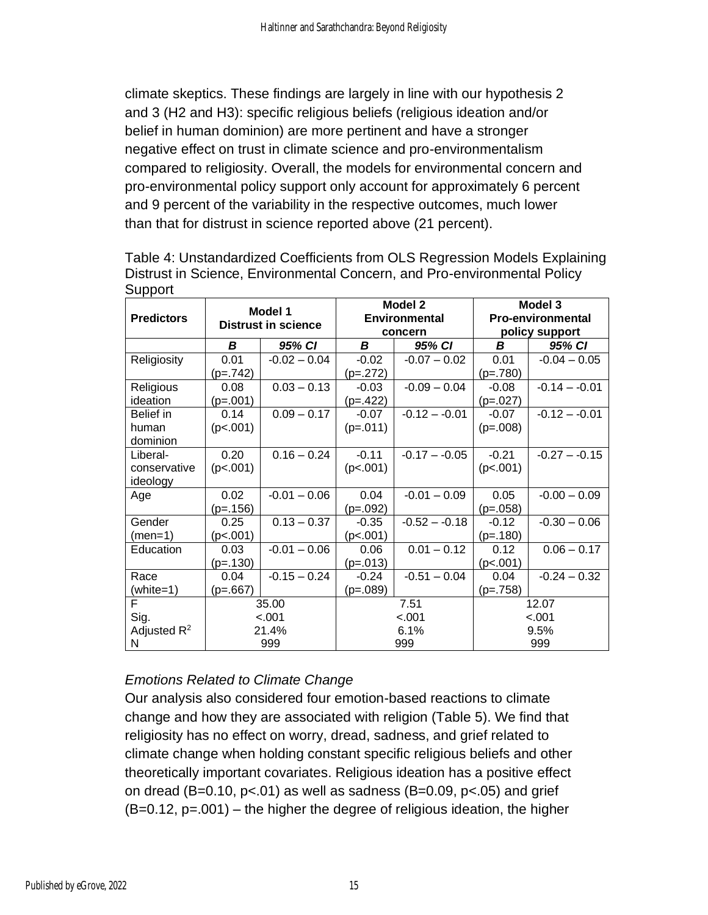climate skeptics. These findings are largely in line with our hypothesis 2 and 3 (H2 and H3): specific religious beliefs (religious ideation and/or belief in human dominion) are more pertinent and have a stronger negative effect on trust in climate science and pro-environmentalism compared to religiosity. Overall, the models for environmental concern and pro-environmental policy support only account for approximately 6 percent and 9 percent of the variability in the respective outcomes, much lower than that for distrust in science reported above (21 percent).

Table 4: Unstandardized Coefficients from OLS Regression Models Explaining Distrust in Science, Environmental Concern, and Pro-environmental Policy Support

| **Predictors** | **Model 1 Distrust in science** | | **Model 2 Environmental concern** | | **Model 3 Pro-environmental policy support** | |
|---|---|---|---|---|---|---|
| | ***B*** | ***95% CI*** | ***B*** | ***95% CI*** | ***B*** | ***95% CI*** |
| Religiosity | 0.01 (p=.742) | -0.02 – 0.04 | -0.02 (p=.272) | -0.07 – 0.02 | 0.01 (p=.780) | -0.04 – 0.05 |
| Religious ideation | 0.08 (p=.001) | 0.03 – 0.13 | -0.03 (p=.422) | -0.09 – 0.04 | -0.08 (p=.027) | -0.14 – -0.01 |
| Belief in human dominion | 0.14 (p<.001) | 0.09 – 0.17 | -0.07 (p=.011) | -0.12 – -0.01 | -0.07 (p=.008) | -0.12 – -0.01 |
| Liberal-conservative ideology | 0.20 (p<.001) | 0.16 – 0.24 | -0.11 (p<.001) | -0.17 – -0.05 | -0.21 (p<.001) | -0.27 – -0.15 |
| Age | 0.02 (p=.156) | -0.01 – 0.06 | 0.04 (p=.092) | -0.01 – 0.09 | 0.05 (p=.058) | -0.00 – 0.09 |
| Gender (men=1) | 0.25 (p<.001) | 0.13 – 0.37 | -0.35 (p<.001) | -0.52 – -0.18 | -0.12 (p=.180) | -0.30 – 0.06 |
| Education | 0.03 (p=.130) | -0.01 – 0.06 | 0.06 (p=.013) | 0.01 – 0.12 | 0.12 (p<.001) | 0.06 – 0.17 |
| Race (white=1) | 0.04 (p=.667) | -0.15 – 0.24 | -0.24 (p=.089) | -0.51 – 0.04 | 0.04 (p=.758) | -0.24 – 0.32 |
| F | 35.00 | | 7.51 | | 12.07 | |
| Sig. | <.001 | | <.001 | | <.001 | |
| Adjusted $R^2$ | 21.4% | | 6.1% | | 9.5% | |
| N | 999 | | 999 | | 999 | |

*Emotions Related to Climate Change*

Our analysis also considered four emotion-based reactions to climate change and how they are associated with religion (Table 5). We find that religiosity has no effect on worry, dread, sadness, and grief related to climate change when holding constant specific religious beliefs and other theoretically important covariates. Religious ideation has a positive effect on dread ($B=0.10$, $p<.01$) as well as sadness ($B=0.09$, $p<.05$) and grief ($B=0.12$, $p=.001$) – the higher the degree of religious ideation, the higher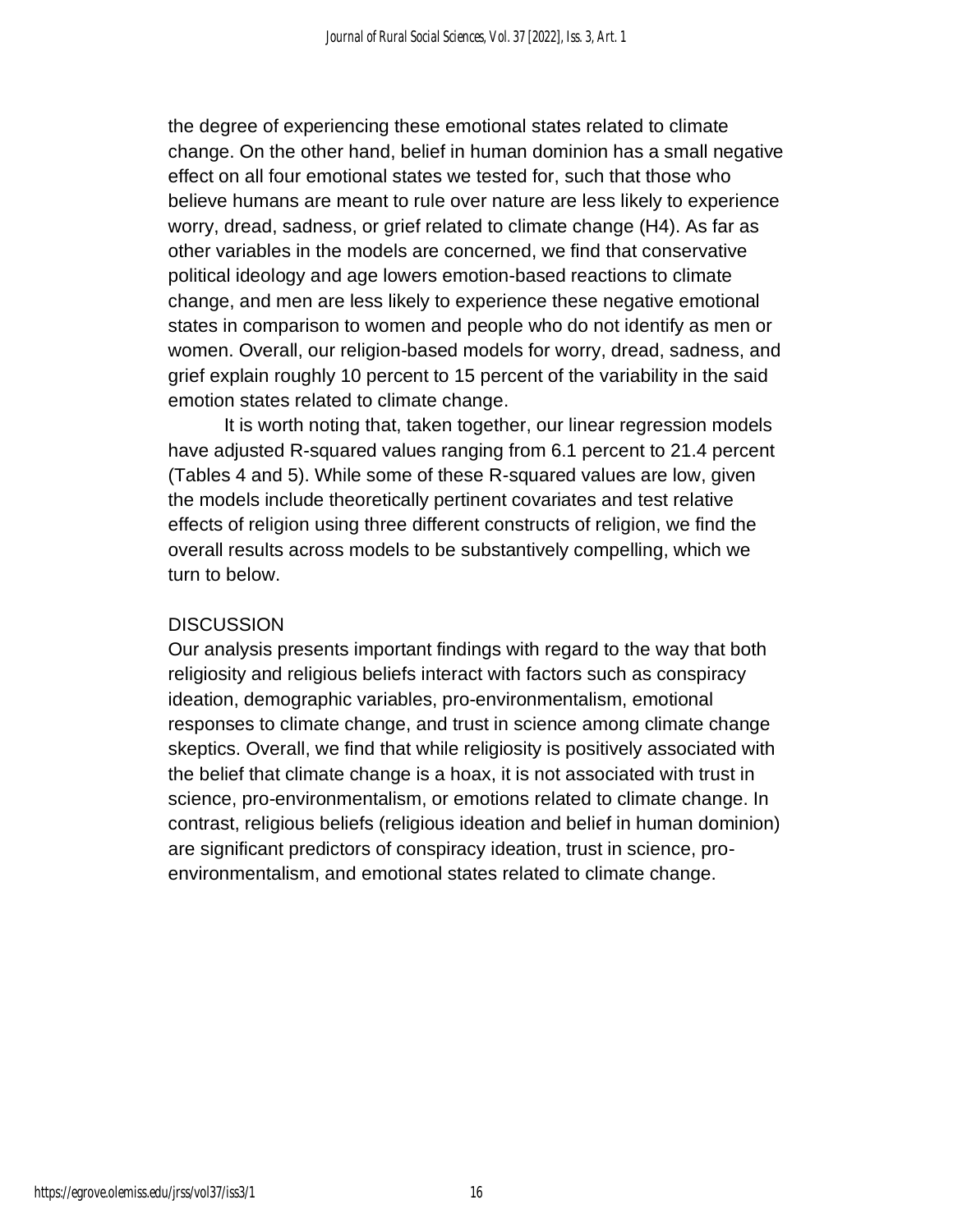the degree of experiencing these emotional states related to climate change. On the other hand, belief in human dominion has a small negative effect on all four emotional states we tested for, such that those who believe humans are meant to rule over nature are less likely to experience worry, dread, sadness, or grief related to climate change (H4). As far as other variables in the models are concerned, we find that conservative political ideology and age lowers emotion-based reactions to climate change, and men are less likely to experience these negative emotional states in comparison to women and people who do not identify as men or women. Overall, our religion-based models for worry, dread, sadness, and grief explain roughly 10 percent to 15 percent of the variability in the said emotion states related to climate change.

It is worth noting that, taken together, our linear regression models have adjusted R-squared values ranging from 6.1 percent to 21.4 percent (Tables 4 and 5). While some of these R-squared values are low, given the models include theoretically pertinent covariates and test relative effects of religion using three different constructs of religion, we find the overall results across models to be substantively compelling, which we turn to below.

## DISCUSSION

Our analysis presents important findings with regard to the way that both religiosity and religious beliefs interact with factors such as conspiracy ideation, demographic variables, pro-environmentalism, emotional responses to climate change, and trust in science among climate change skeptics. Overall, we find that while religiosity is positively associated with the belief that climate change is a hoax, it is not associated with trust in science, pro-environmentalism, or emotions related to climate change. In contrast, religious beliefs (religious ideation and belief in human dominion) are significant predictors of conspiracy ideation, trust in science, pro-environmentalism, and emotional states related to climate change.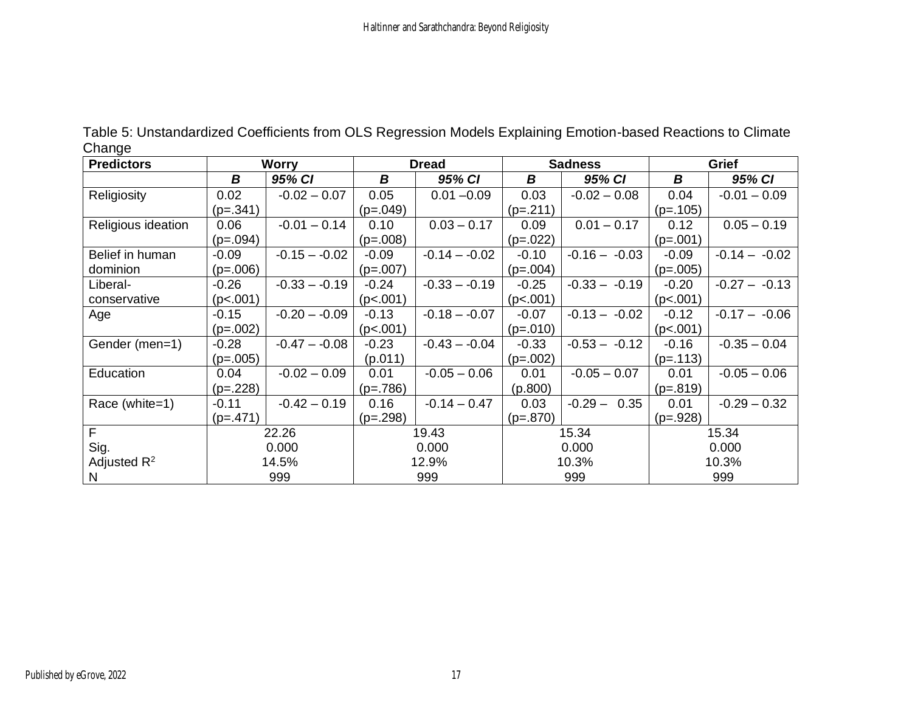Table 5: Unstandardized Coefficients from OLS Regression Models Explaining Emotion-based Reactions to Climate Change

| Predictors | Worry | | Dread | | Sadness | | Grief | |
|---|---|---|---|---|---|---|---|---|
| | ***B*** | ***95% CI*** | ***B*** | ***95% CI*** | ***B*** | ***95% CI*** | ***B*** | ***95% CI*** |
| Religiosity | 0.02 (p=.341) | -0.02 – 0.07 | 0.05 (p=.049) | 0.01 –0.09 | 0.03 (p=.211) | -0.02 – 0.08 | 0.04 (p=.105) | -0.01 – 0.09 |
| Religious ideation | 0.06 (p=.094) | -0.01 – 0.14 | 0.10 (p=.008) | 0.03 – 0.17 | 0.09 (p=.022) | 0.01 – 0.17 | 0.12 (p=.001) | 0.05 – 0.19 |
| Belief in human dominion | -0.09 (p=.006) | -0.15 – -0.02 | -0.09 (p=.007) | -0.14 – -0.02 | -0.10 (p=.004) | -0.16 – -0.03 | -0.09 (p=.005) | -0.14 – -0.02 |
| Liberal-conservative | -0.26 (p<.001) | -0.33 – -0.19 | -0.24 (p<.001) | -0.33 – -0.19 | -0.25 (p<.001) | -0.33 – -0.19 | -0.20 (p<.001) | -0.27 – -0.13 |
| Age | -0.15 (p=.002) | -0.20 – -0.09 | -0.13 (p<.001) | -0.18 – -0.07 | -0.07 (p=.010) | -0.13 – -0.02 | -0.12 (p<.001) | -0.17 – -0.06 |
| Gender (men=1) | -0.28 (p=.005) | -0.47 – -0.08 | -0.23 (p.011) | -0.43 – -0.04 | -0.33 (p=.002) | -0.53 – -0.12 | -0.16 (p=.113) | -0.35 – 0.04 |
| Education | 0.04 (p=.228) | -0.02 – 0.09 | 0.01 (p=.786) | -0.05 – 0.06 | 0.01 (p.800) | -0.05 – 0.07 | 0.01 (p=.819) | -0.05 – 0.06 |
| Race (white=1) | -0.11 (p=.471) | -0.42 – 0.19 | 0.16 (p=.298) | -0.14 – 0.47 | 0.03 (p=.870) | -0.29 – 0.35 | 0.01 (p=.928) | -0.29 – 0.32 |
| F | 22.26 | | 19.43 | | 15.34 | | 15.34 | |
| Sig. | 0.000 | | 0.000 | | 0.000 | | 0.000 | |
| Adjusted $R^2$ | 14.5% | | 12.9% | | 10.3% | | 10.3% | |
| N | 999 | | 999 | | 999 | | 999 | |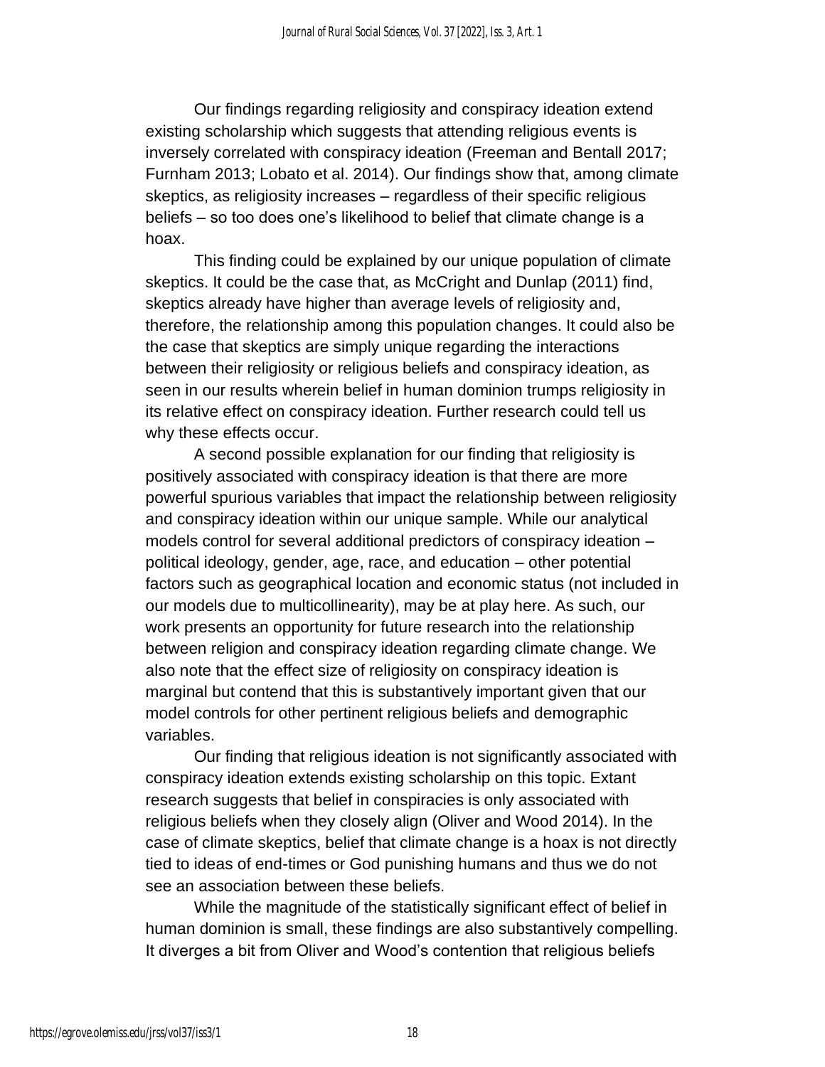Our findings regarding religiosity and conspiracy ideation extend existing scholarship which suggests that attending religious events is inversely correlated with conspiracy ideation (Freeman and Bentall 2017; Furnham 2013; Lobato et al. 2014). Our findings show that, among climate skeptics, as religiosity increases – regardless of their specific religious beliefs – so too does one's likelihood to belief that climate change is a hoax.

This finding could be explained by our unique population of climate skeptics. It could be the case that, as McCright and Dunlap (2011) find, skeptics already have higher than average levels of religiosity and, therefore, the relationship among this population changes. It could also be the case that skeptics are simply unique regarding the interactions between their religiosity or religious beliefs and conspiracy ideation, as seen in our results wherein belief in human dominion trumps religiosity in its relative effect on conspiracy ideation. Further research could tell us why these effects occur.

A second possible explanation for our finding that religiosity is positively associated with conspiracy ideation is that there are more powerful spurious variables that impact the relationship between religiosity and conspiracy ideation within our unique sample. While our analytical models control for several additional predictors of conspiracy ideation – political ideology, gender, age, race, and education – other potential factors such as geographical location and economic status (not included in our models due to multicollinearity), may be at play here. As such, our work presents an opportunity for future research into the relationship between religion and conspiracy ideation regarding climate change. We also note that the effect size of religiosity on conspiracy ideation is marginal but contend that this is substantively important given that our model controls for other pertinent religious beliefs and demographic variables.

Our finding that religious ideation is not significantly associated with conspiracy ideation extends existing scholarship on this topic. Extant research suggests that belief in conspiracies is only associated with religious beliefs when they closely align (Oliver and Wood 2014). In the case of climate skeptics, belief that climate change is a hoax is not directly tied to ideas of end-times or God punishing humans and thus we do not see an association between these beliefs.

While the magnitude of the statistically significant effect of belief in human dominion is small, these findings are also substantively compelling. It diverges a bit from Oliver and Wood's contention that religious beliefs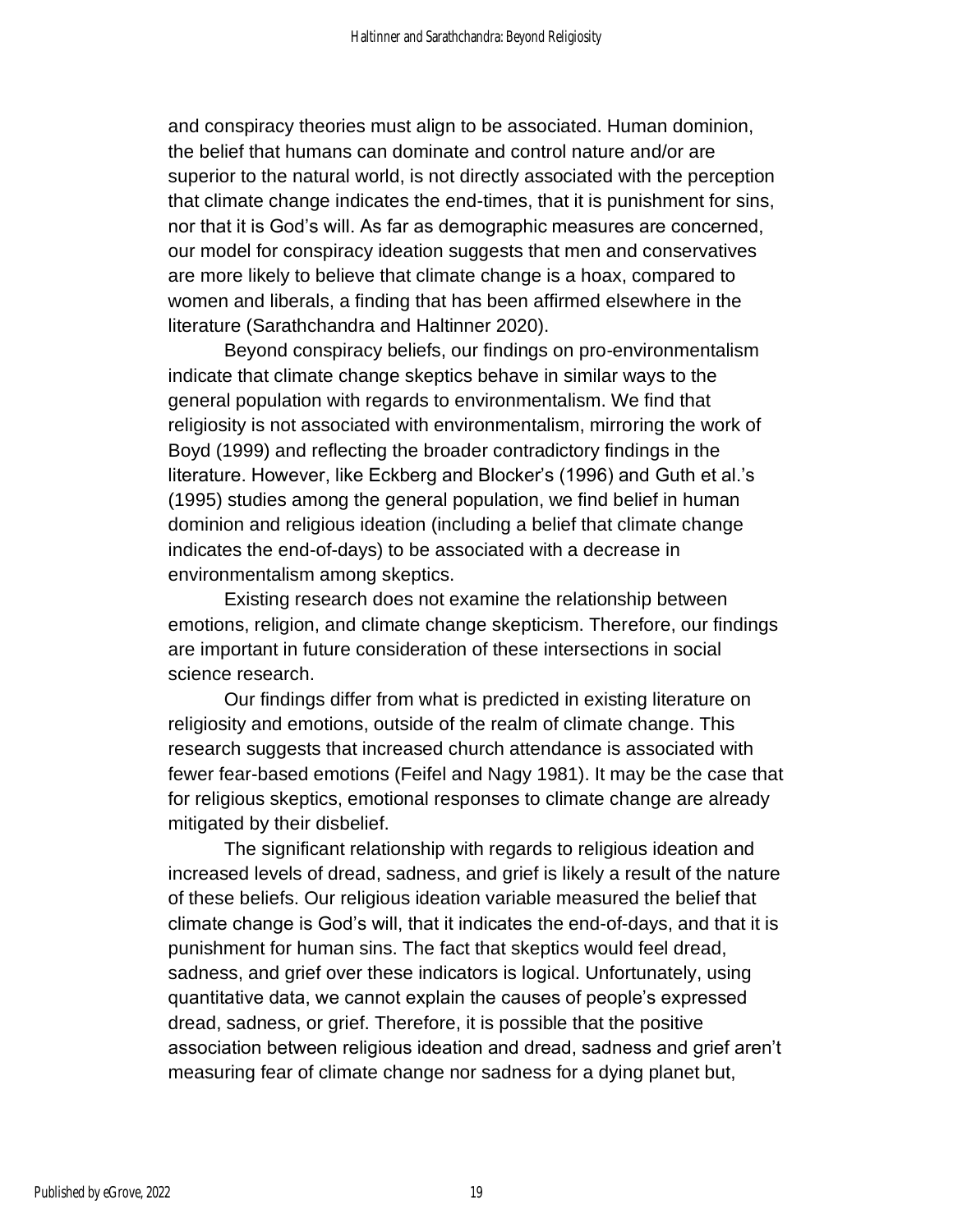and conspiracy theories must align to be associated. Human dominion, the belief that humans can dominate and control nature and/or are superior to the natural world, is not directly associated with the perception that climate change indicates the end-times, that it is punishment for sins, nor that it is God's will. As far as demographic measures are concerned, our model for conspiracy ideation suggests that men and conservatives are more likely to believe that climate change is a hoax, compared to women and liberals, a finding that has been affirmed elsewhere in the literature (Sarathchandra and Haltinner 2020).

Beyond conspiracy beliefs, our findings on pro-environmentalism indicate that climate change skeptics behave in similar ways to the general population with regards to environmentalism. We find that religiosity is not associated with environmentalism, mirroring the work of Boyd (1999) and reflecting the broader contradictory findings in the literature. However, like Eckberg and Blocker's (1996) and Guth et al.'s (1995) studies among the general population, we find belief in human dominion and religious ideation (including a belief that climate change indicates the end-of-days) to be associated with a decrease in environmentalism among skeptics.

Existing research does not examine the relationship between emotions, religion, and climate change skepticism. Therefore, our findings are important in future consideration of these intersections in social science research.

Our findings differ from what is predicted in existing literature on religiosity and emotions, outside of the realm of climate change. This research suggests that increased church attendance is associated with fewer fear-based emotions (Feifel and Nagy 1981). It may be the case that for religious skeptics, emotional responses to climate change are already mitigated by their disbelief.

The significant relationship with regards to religious ideation and increased levels of dread, sadness, and grief is likely a result of the nature of these beliefs. Our religious ideation variable measured the belief that climate change is God's will, that it indicates the end-of-days, and that it is punishment for human sins. The fact that skeptics would feel dread, sadness, and grief over these indicators is logical. Unfortunately, using quantitative data, we cannot explain the causes of people's expressed dread, sadness, or grief. Therefore, it is possible that the positive association between religious ideation and dread, sadness and grief aren't measuring fear of climate change nor sadness for a dying planet but,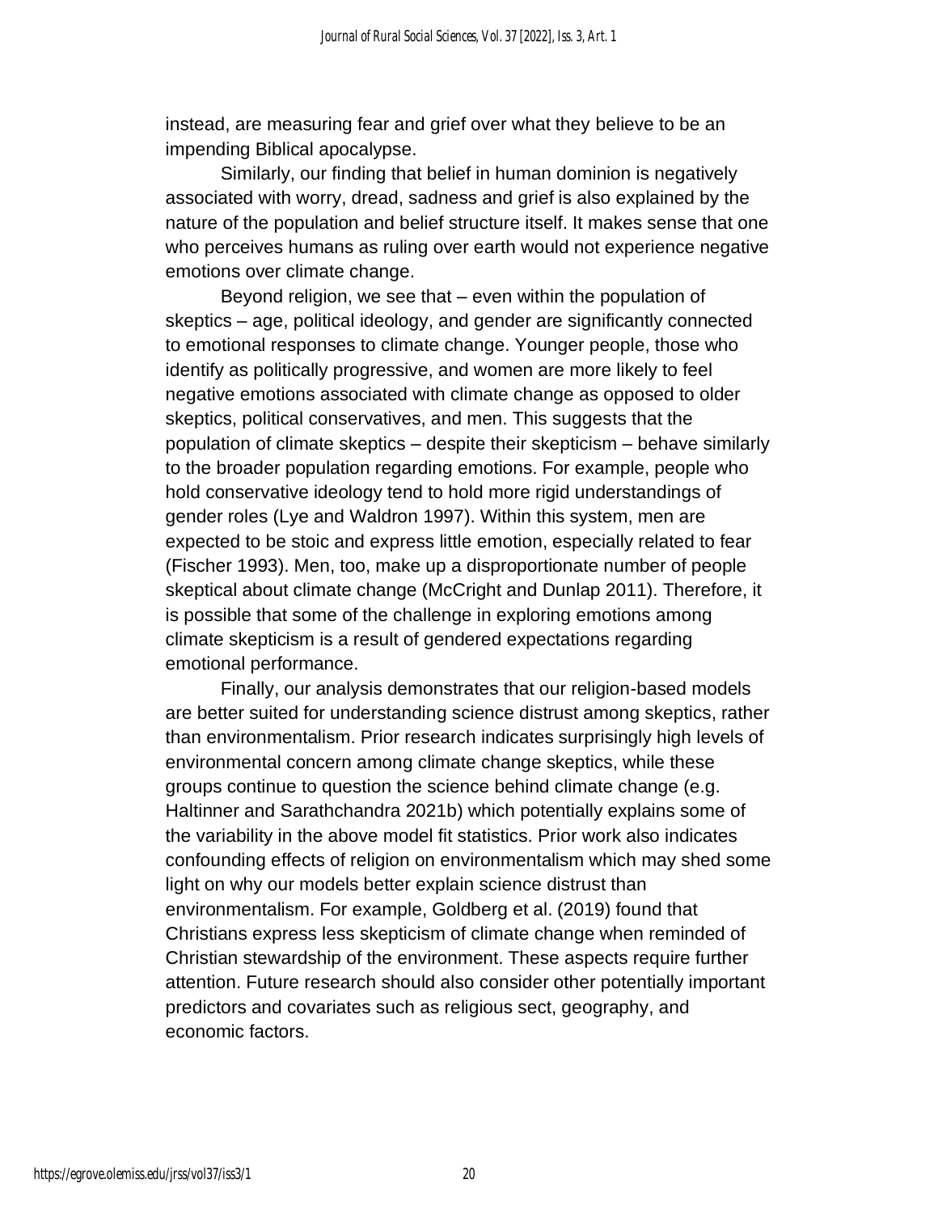instead, are measuring fear and grief over what they believe to be an impending Biblical apocalypse.

Similarly, our finding that belief in human dominion is negatively associated with worry, dread, sadness and grief is also explained by the nature of the population and belief structure itself. It makes sense that one who perceives humans as ruling over earth would not experience negative emotions over climate change.

Beyond religion, we see that – even within the population of skeptics – age, political ideology, and gender are significantly connected to emotional responses to climate change. Younger people, those who identify as politically progressive, and women are more likely to feel negative emotions associated with climate change as opposed to older skeptics, political conservatives, and men. This suggests that the population of climate skeptics – despite their skepticism – behave similarly to the broader population regarding emotions. For example, people who hold conservative ideology tend to hold more rigid understandings of gender roles (Lye and Waldron 1997). Within this system, men are expected to be stoic and express little emotion, especially related to fear (Fischer 1993). Men, too, make up a disproportionate number of people skeptical about climate change (McCright and Dunlap 2011). Therefore, it is possible that some of the challenge in exploring emotions among climate skepticism is a result of gendered expectations regarding emotional performance.

Finally, our analysis demonstrates that our religion-based models are better suited for understanding science distrust among skeptics, rather than environmentalism. Prior research indicates surprisingly high levels of environmental concern among climate change skeptics, while these groups continue to question the science behind climate change (e.g. Haltinner and Sarathchandra 2021b) which potentially explains some of the variability in the above model fit statistics. Prior work also indicates confounding effects of religion on environmentalism which may shed some light on why our models better explain science distrust than environmentalism. For example, Goldberg et al. (2019) found that Christians express less skepticism of climate change when reminded of Christian stewardship of the environment. These aspects require further attention. Future research should also consider other potentially important predictors and covariates such as religious sect, geography, and economic factors.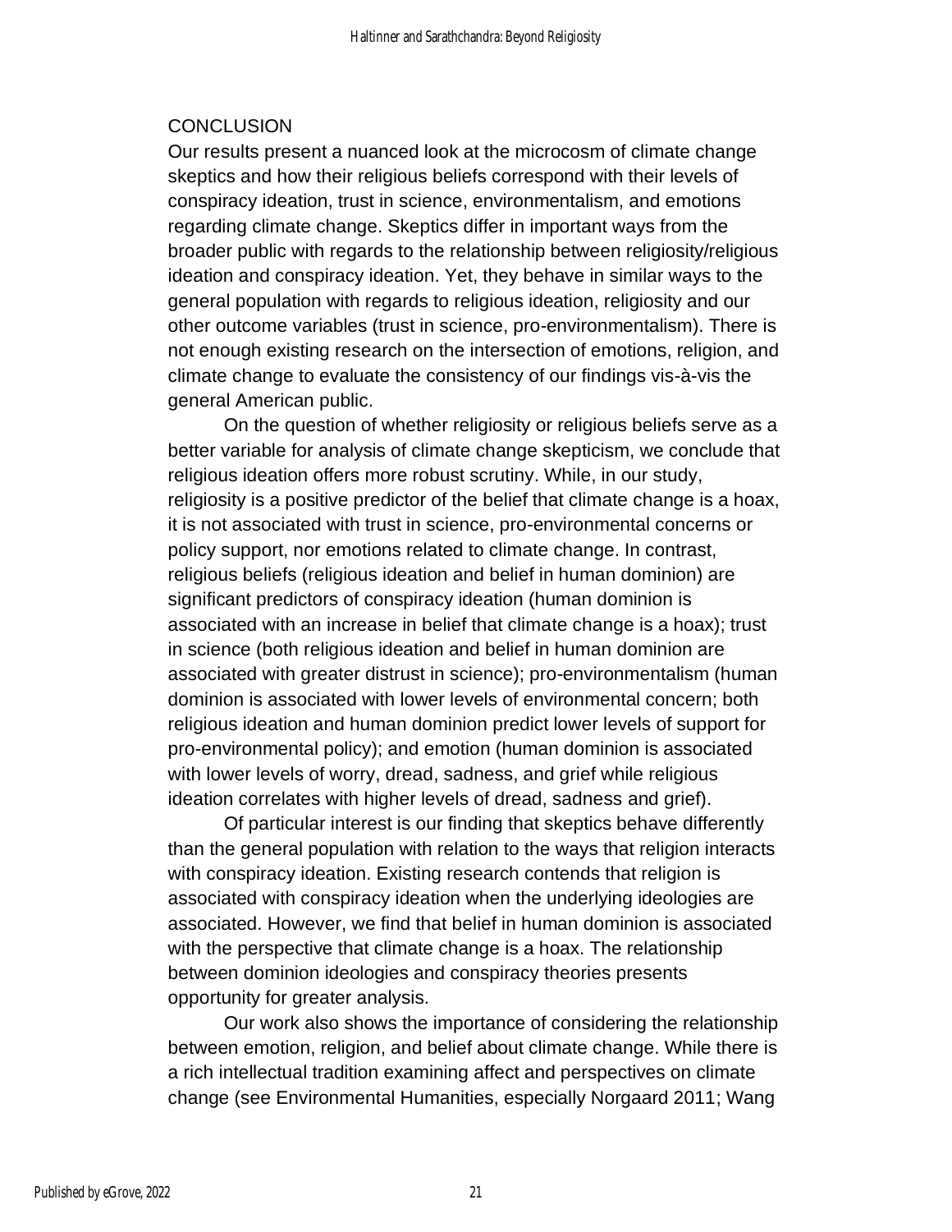## CONCLUSION

Our results present a nuanced look at the microcosm of climate change skeptics and how their religious beliefs correspond with their levels of conspiracy ideation, trust in science, environmentalism, and emotions regarding climate change. Skeptics differ in important ways from the broader public with regards to the relationship between religiosity/religious ideation and conspiracy ideation. Yet, they behave in similar ways to the general population with regards to religious ideation, religiosity and our other outcome variables (trust in science, pro-environmentalism). There is not enough existing research on the intersection of emotions, religion, and climate change to evaluate the consistency of our findings vis-à-vis the general American public.

On the question of whether religiosity or religious beliefs serve as a better variable for analysis of climate change skepticism, we conclude that religious ideation offers more robust scrutiny. While, in our study, religiosity is a positive predictor of the belief that climate change is a hoax, it is not associated with trust in science, pro-environmental concerns or policy support, nor emotions related to climate change. In contrast, religious beliefs (religious ideation and belief in human dominion) are significant predictors of conspiracy ideation (human dominion is associated with an increase in belief that climate change is a hoax); trust in science (both religious ideation and belief in human dominion are associated with greater distrust in science); pro-environmentalism (human dominion is associated with lower levels of environmental concern; both religious ideation and human dominion predict lower levels of support for pro-environmental policy); and emotion (human dominion is associated with lower levels of worry, dread, sadness, and grief while religious ideation correlates with higher levels of dread, sadness and grief).

Of particular interest is our finding that skeptics behave differently than the general population with relation to the ways that religion interacts with conspiracy ideation. Existing research contends that religion is associated with conspiracy ideation when the underlying ideologies are associated. However, we find that belief in human dominion is associated with the perspective that climate change is a hoax. The relationship between dominion ideologies and conspiracy theories presents opportunity for greater analysis.

Our work also shows the importance of considering the relationship between emotion, religion, and belief about climate change. While there is a rich intellectual tradition examining affect and perspectives on climate change (see Environmental Humanities, especially Norgaard 2011; Wang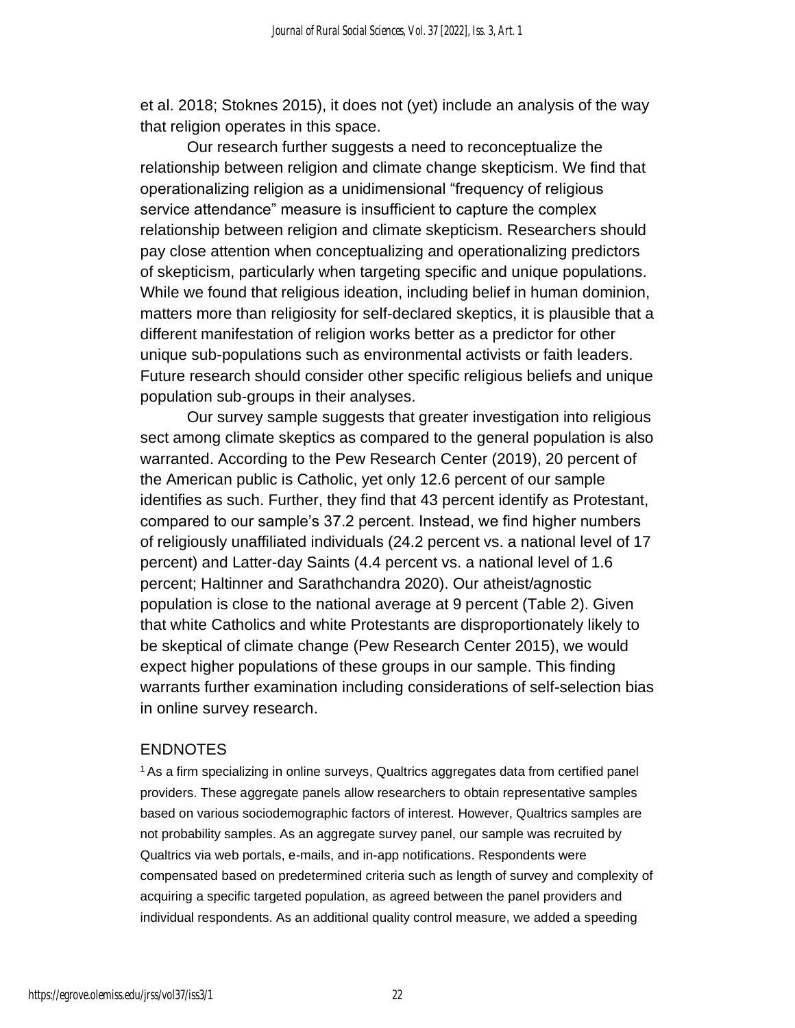et al. 2018; Stoknes 2015), it does not (yet) include an analysis of the way that religion operates in this space.

Our research further suggests a need to reconceptualize the relationship between religion and climate change skepticism. We find that operationalizing religion as a unidimensional “frequency of religious service attendance” measure is insufficient to capture the complex relationship between religion and climate skepticism. Researchers should pay close attention when conceptualizing and operationalizing predictors of skepticism, particularly when targeting specific and unique populations. While we found that religious ideation, including belief in human dominion, matters more than religiosity for self-declared skeptics, it is plausible that a different manifestation of religion works better as a predictor for other unique sub-populations such as environmental activists or faith leaders. Future research should consider other specific religious beliefs and unique population sub-groups in their analyses.

Our survey sample suggests that greater investigation into religious sect among climate skeptics as compared to the general population is also warranted. According to the Pew Research Center (2019), 20 percent of the American public is Catholic, yet only 12.6 percent of our sample identifies as such. Further, they find that 43 percent identify as Protestant, compared to our sample’s 37.2 percent. Instead, we find higher numbers of religiously unaffiliated individuals (24.2 percent vs. a national level of 17 percent) and Latter-day Saints (4.4 percent vs. a national level of 1.6 percent; Haltinner and Sarathchandra 2020). Our atheist/agnostic population is close to the national average at 9 percent (Table 2). Given that white Catholics and white Protestants are disproportionately likely to be skeptical of climate change (Pew Research Center 2015), we would expect higher populations of these groups in our sample. This finding warrants further examination including considerations of self-selection bias in online survey research.

## ENDNOTES

[1] As a firm specializing in online surveys, Qualtrics aggregates data from certified panel providers. These aggregate panels allow researchers to obtain representative samples based on various sociodemographic factors of interest. However, Qualtrics samples are not probability samples. As an aggregate survey panel, our sample was recruited by Qualtrics via web portals, e-mails, and in-app notifications. Respondents were compensated based on predetermined criteria such as length of survey and complexity of acquiring a specific targeted population, as agreed between the panel providers and individual respondents. As an additional quality control measure, we added a speeding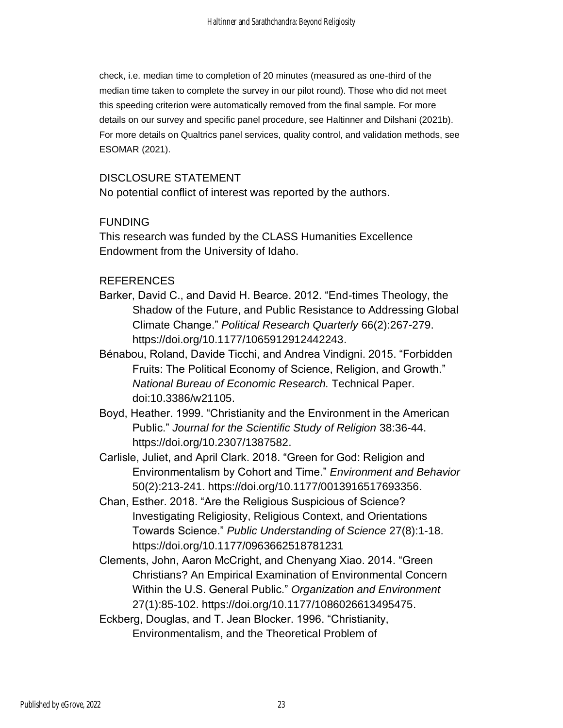check, i.e. median time to completion of 20 minutes (measured as one-third of the median time taken to complete the survey in our pilot round). Those who did not meet this speeding criterion were automatically removed from the final sample. For more details on our survey and specific panel procedure, see Haltinner and Dilshani (2021b). For more details on Qualtrics panel services, quality control, and validation methods, see ESOMAR (2021).

## DISCLOSURE STATEMENT

No potential conflict of interest was reported by the authors.

## FUNDING

This research was funded by the CLASS Humanities Excellence Endowment from the University of Idaho.

## REFERENCES

Barker, David C., and David H. Bearce. 2012. "End-times Theology, the Shadow of the Future, and Public Resistance to Addressing Global Climate Change." *Political Research Quarterly* 66(2):267-279. https://doi.org/10.1177/1065912912442243.

Bénabou, Roland, Davide Ticchi, and Andrea Vindigni. 2015. "Forbidden Fruits: The Political Economy of Science, Religion, and Growth." *National Bureau of Economic Research.* Technical Paper. doi:10.3386/w21105.

Boyd, Heather. 1999. "Christianity and the Environment in the American Public." *Journal for the Scientific Study of Religion* 38:36-44. https://doi.org/10.2307/1387582.

Carlisle, Juliet, and April Clark. 2018. "Green for God: Religion and Environmentalism by Cohort and Time." *Environment and Behavior* 50(2):213-241. https://doi.org/10.1177/0013916517693356.

Chan, Esther. 2018. "Are the Religious Suspicious of Science? Investigating Religiosity, Religious Context, and Orientations Towards Science." *Public Understanding of Science* 27(8):1-18. https://doi.org/10.1177/0963662518781231

Clements, John, Aaron McCright, and Chenyang Xiao. 2014. "Green Christians? An Empirical Examination of Environmental Concern Within the U.S. General Public." *Organization and Environment* 27(1):85-102. https://doi.org/10.1177/1086026613495475.

Eckberg, Douglas, and T. Jean Blocker. 1996. "Christianity, Environmentalism, and the Theoretical Problem of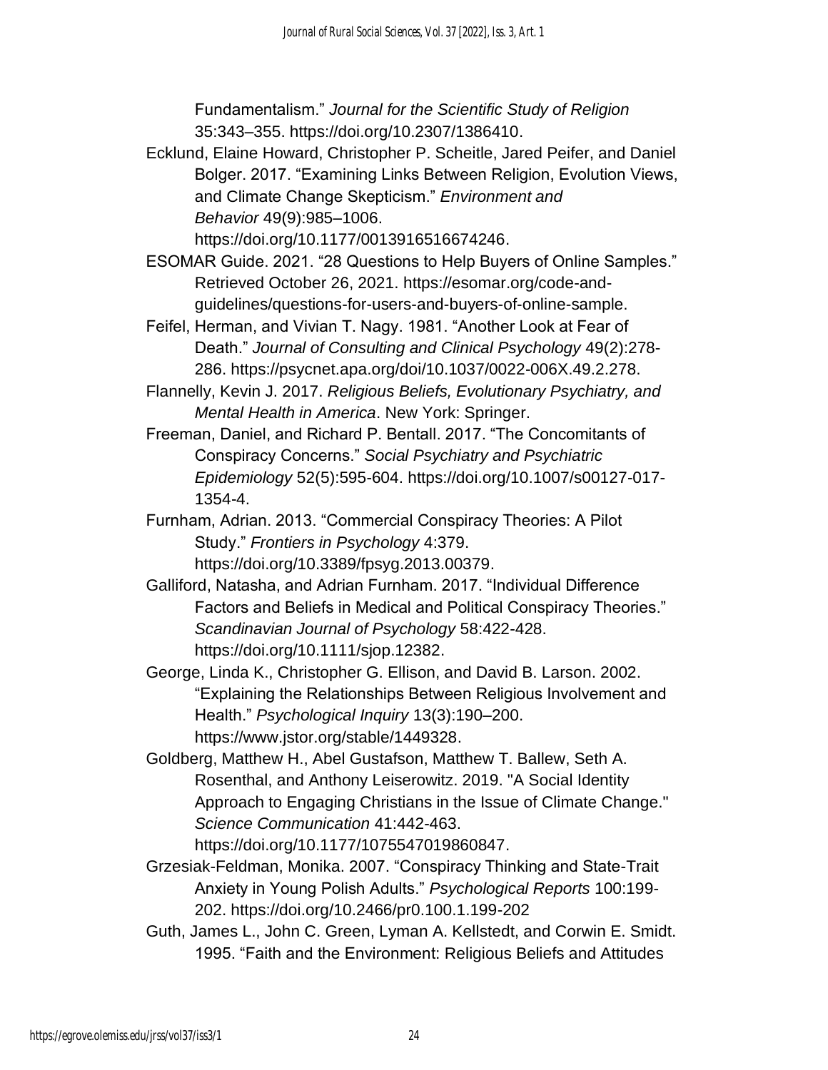Fundamentalism." *Journal for the Scientific Study of Religion* 35:343–355. https://doi.org/10.2307/1386410.

Ecklund, Elaine Howard, Christopher P. Scheitle, Jared Peifer, and Daniel Bolger. 2017. "Examining Links Between Religion, Evolution Views, and Climate Change Skepticism." *Environment and Behavior* 49(9):985–1006. https://doi.org/10.1177/0013916516674246.

ESOMAR Guide. 2021. "28 Questions to Help Buyers of Online Samples." Retrieved October 26, 2021. https://esomar.org/code-and-guidelines/questions-for-users-and-buyers-of-online-sample.

Feifel, Herman, and Vivian T. Nagy. 1981. "Another Look at Fear of Death." *Journal of Consulting and Clinical Psychology* 49(2):278-286. https://psycnet.apa.org/doi/10.1037/0022-006X.49.2.278.

Flannelly, Kevin J. 2017. *Religious Beliefs, Evolutionary Psychiatry, and Mental Health in America*. New York: Springer.

Freeman, Daniel, and Richard P. Bentall. 2017. "The Concomitants of Conspiracy Concerns." *Social Psychiatry and Psychiatric Epidemiology* 52(5):595-604. https://doi.org/10.1007/s00127-017-1354-4.

Furnham, Adrian. 2013. "Commercial Conspiracy Theories: A Pilot Study." *Frontiers in Psychology* 4:379. https://doi.org/10.3389/fpsyg.2013.00379.

Galliford, Natasha, and Adrian Furnham. 2017. "Individual Difference Factors and Beliefs in Medical and Political Conspiracy Theories." *Scandinavian Journal of Psychology* 58:422-428. https://doi.org/10.1111/sjop.12382.

George, Linda K., Christopher G. Ellison, and David B. Larson. 2002. "Explaining the Relationships Between Religious Involvement and Health." *Psychological Inquiry* 13(3):190–200. https://www.jstor.org/stable/1449328.

Goldberg, Matthew H., Abel Gustafson, Matthew T. Ballew, Seth A. Rosenthal, and Anthony Leiserowitz. 2019. "A Social Identity Approach to Engaging Christians in the Issue of Climate Change." *Science Communication* 41:442-463. https://doi.org/10.1177/1075547019860847.

Grzesiak-Feldman, Monika. 2007. "Conspiracy Thinking and State-Trait Anxiety in Young Polish Adults." *Psychological Reports* 100:199-202. https://doi.org/10.2466/pr0.100.1.199-202

Guth, James L., John C. Green, Lyman A. Kellstedt, and Corwin E. Smidt. 1995. "Faith and the Environment: Religious Beliefs and Attitudes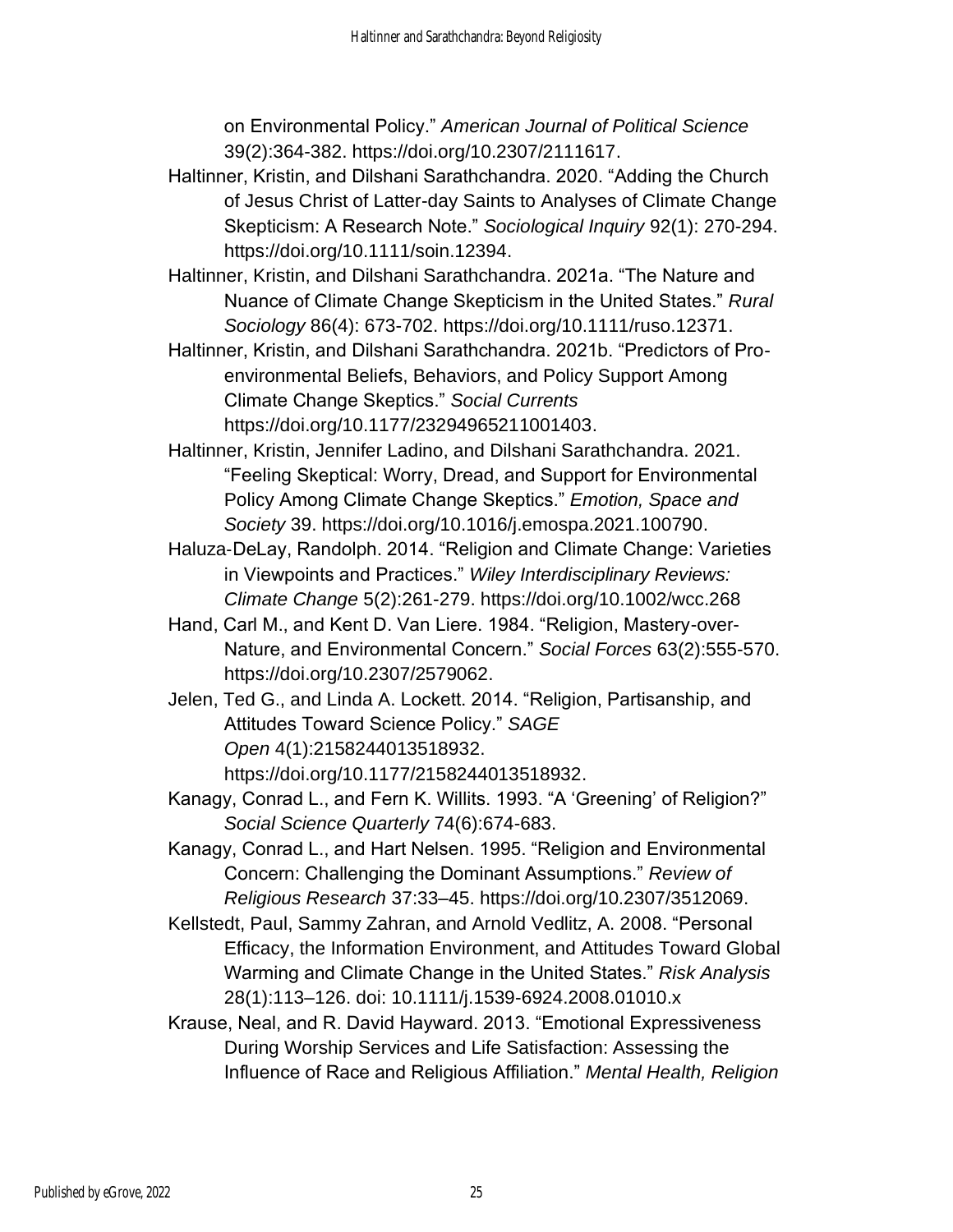on Environmental Policy." *American Journal of Political Science* 39(2):364-382. https://doi.org/10.2307/2111617.

Haltinner, Kristin, and Dilshani Sarathchandra. 2020. "Adding the Church of Jesus Christ of Latter-day Saints to Analyses of Climate Change Skepticism: A Research Note." *Sociological Inquiry* 92(1): 270-294. https://doi.org/10.1111/soin.12394.

Haltinner, Kristin, and Dilshani Sarathchandra. 2021a. "The Nature and Nuance of Climate Change Skepticism in the United States." *Rural Sociology* 86(4): 673-702. https://doi.org/10.1111/ruso.12371.

Haltinner, Kristin, and Dilshani Sarathchandra. 2021b. "Predictors of Pro-environmental Beliefs, Behaviors, and Policy Support Among Climate Change Skeptics." *Social Currents* https://doi.org/10.1177/23294965211001403.

Haltinner, Kristin, Jennifer Ladino, and Dilshani Sarathchandra. 2021. "Feeling Skeptical: Worry, Dread, and Support for Environmental Policy Among Climate Change Skeptics." *Emotion, Space and Society* 39. https://doi.org/10.1016/j.emospa.2021.100790.

Haluza-DeLay, Randolph. 2014. "Religion and Climate Change: Varieties in Viewpoints and Practices." *Wiley Interdisciplinary Reviews: Climate Change* 5(2):261-279. https://doi.org/10.1002/wcc.268

Hand, Carl M., and Kent D. Van Liere. 1984. "Religion, Mastery-over-Nature, and Environmental Concern." *Social Forces* 63(2):555-570. https://doi.org/10.2307/2579062.

Jelen, Ted G., and Linda A. Lockett. 2014. "Religion, Partisanship, and Attitudes Toward Science Policy." *SAGE Open* 4(1):2158244013518932. https://doi.org/10.1177/2158244013518932.

Kanagy, Conrad L., and Fern K. Willits. 1993. "A 'Greening' of Religion?" *Social Science Quarterly* 74(6):674-683.

Kanagy, Conrad L., and Hart Nelsen. 1995. "Religion and Environmental Concern: Challenging the Dominant Assumptions." *Review of Religious Research* 37:33–45. https://doi.org/10.2307/3512069.

Kellstedt, Paul, Sammy Zahran, and Arnold Vedlitz, A. 2008. "Personal Efficacy, the Information Environment, and Attitudes Toward Global Warming and Climate Change in the United States." *Risk Analysis* 28(1):113–126. doi: 10.1111/j.1539-6924.2008.01010.x

Krause, Neal, and R. David Hayward. 2013. "Emotional Expressiveness During Worship Services and Life Satisfaction: Assessing the Influence of Race and Religious Affiliation." *Mental Health, Religion*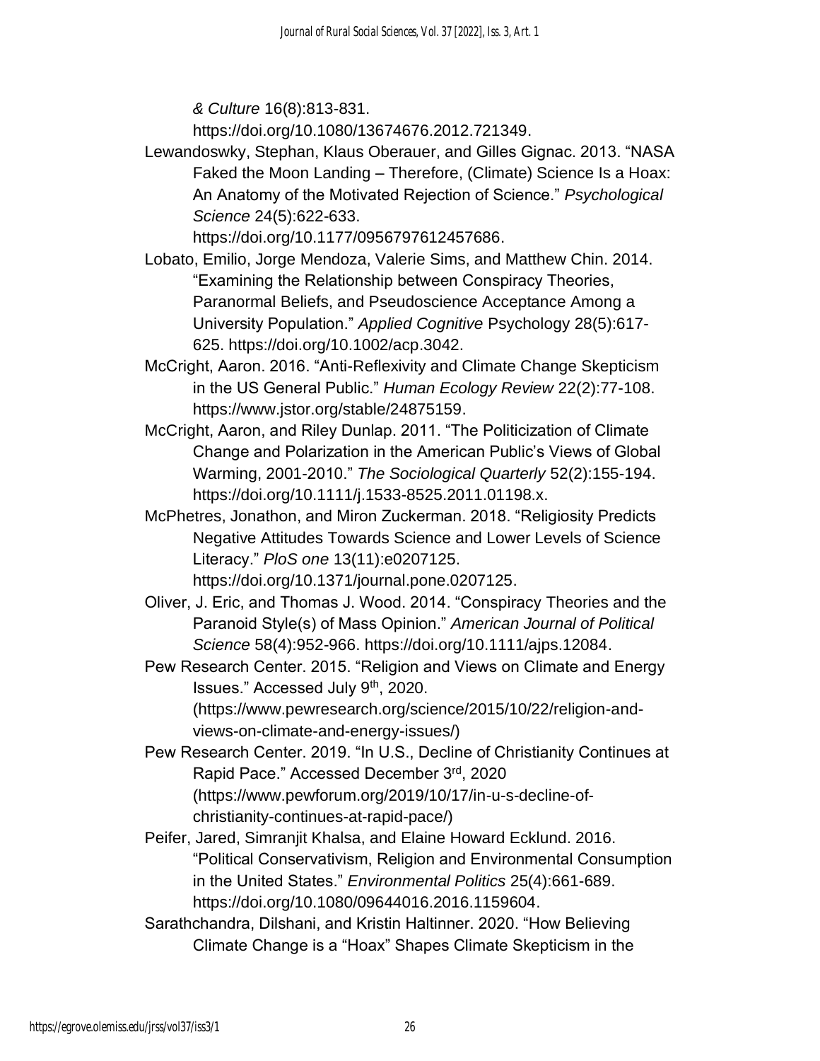*& Culture* 16(8):813-831. https://doi.org/10.1080/13674676.2012.721349.

Lewandoswky, Stephan, Klaus Oberauer, and Gilles Gignac. 2013. "NASA Faked the Moon Landing – Therefore, (Climate) Science Is a Hoax: An Anatomy of the Motivated Rejection of Science." *Psychological Science* 24(5):622-633. https://doi.org/10.1177/0956797612457686.

Lobato, Emilio, Jorge Mendoza, Valerie Sims, and Matthew Chin. 2014. "Examining the Relationship between Conspiracy Theories, Paranormal Beliefs, and Pseudoscience Acceptance Among a University Population." *Applied Cognitive* Psychology 28(5):617-625. https://doi.org/10.1002/acp.3042.

McCright, Aaron. 2016. "Anti-Reflexivity and Climate Change Skepticism in the US General Public." *Human Ecology Review* 22(2):77-108. https://www.jstor.org/stable/24875159.

McCright, Aaron, and Riley Dunlap. 2011. "The Politicization of Climate Change and Polarization in the American Public's Views of Global Warming, 2001-2010." *The Sociological Quarterly* 52(2):155-194. https://doi.org/10.1111/j.1533-8525.2011.01198.x.

McPhetres, Jonathon, and Miron Zuckerman. 2018. "Religiosity Predicts Negative Attitudes Towards Science and Lower Levels of Science Literacy." *PloS one* 13(11):e0207125. https://doi.org/10.1371/journal.pone.0207125.

Oliver, J. Eric, and Thomas J. Wood. 2014. "Conspiracy Theories and the Paranoid Style(s) of Mass Opinion." *American Journal of Political Science* 58(4):952-966. https://doi.org/10.1111/ajps.12084.

Pew Research Center. 2015. "Religion and Views on Climate and Energy Issues." Accessed July 9th, 2020. (https://www.pewresearch.org/science/2015/10/22/religion-and-views-on-climate-and-energy-issues/)

Pew Research Center. 2019. "In U.S., Decline of Christianity Continues at Rapid Pace." Accessed December 3rd, 2020 (https://www.pewforum.org/2019/10/17/in-u-s-decline-of-christianity-continues-at-rapid-pace/)

Peifer, Jared, Simranjit Khalsa, and Elaine Howard Ecklund. 2016. "Political Conservativism, Religion and Environmental Consumption in the United States." *Environmental Politics* 25(4):661-689. https://doi.org/10.1080/09644016.2016.1159604.

Sarathchandra, Dilshani, and Kristin Haltinner. 2020. "How Believing Climate Change is a "Hoax" Shapes Climate Skepticism in the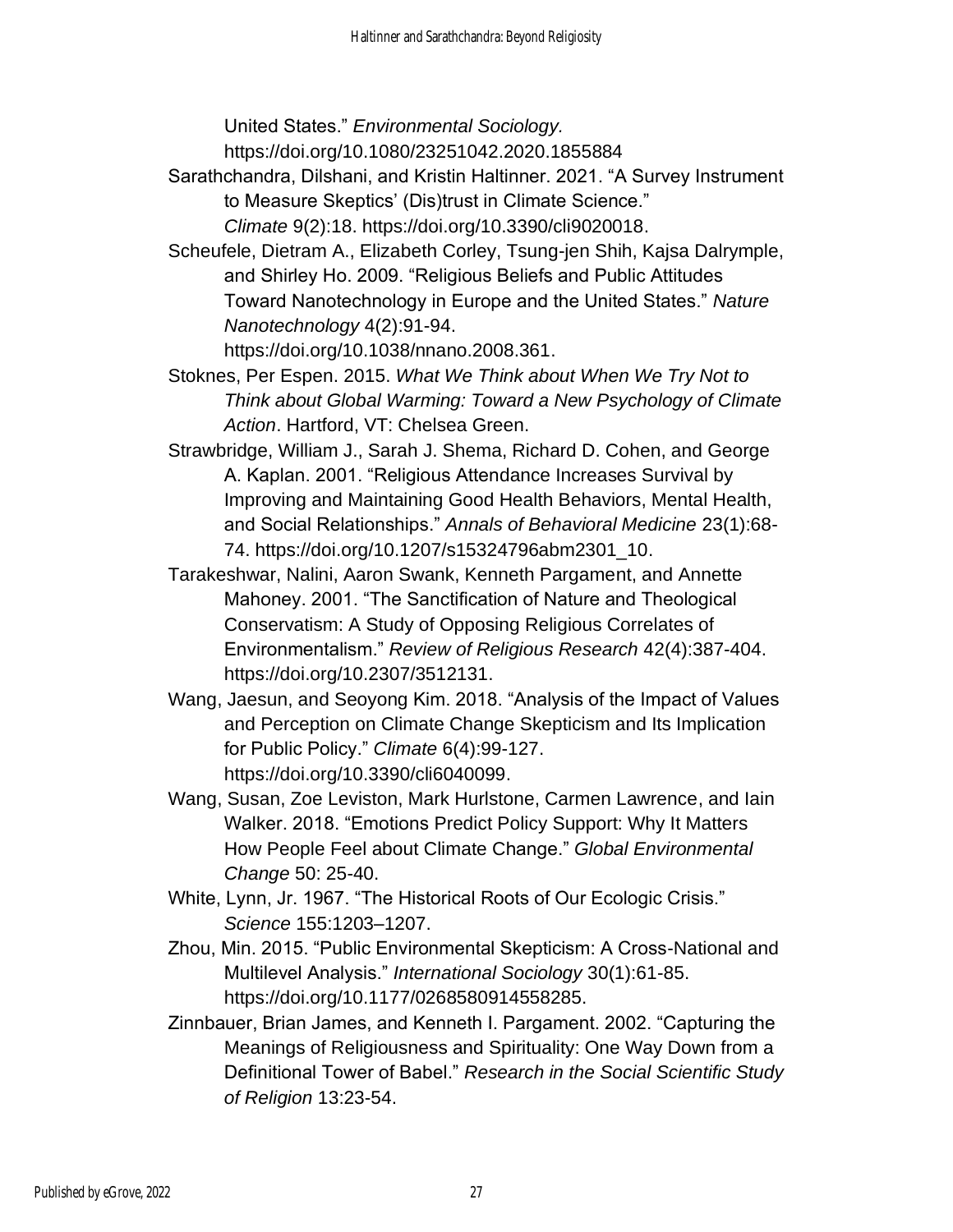United States." *Environmental Sociology.* https://doi.org/10.1080/23251042.2020.1855884

Sarathchandra, Dilshani, and Kristin Haltinner. 2021. "A Survey Instrument to Measure Skeptics' (Dis)trust in Climate Science." *Climate* 9(2):18. https://doi.org/10.3390/cli9020018.

Scheufele, Dietram A., Elizabeth Corley, Tsung-jen Shih, Kajsa Dalrymple, and Shirley Ho. 2009. "Religious Beliefs and Public Attitudes Toward Nanotechnology in Europe and the United States." *Nature Nanotechnology* 4(2):91-94. https://doi.org/10.1038/nnano.2008.361.

Stoknes, Per Espen. 2015. *What We Think about When We Try Not to Think about Global Warming: Toward a New Psychology of Climate Action*. Hartford, VT: Chelsea Green.

Strawbridge, William J., Sarah J. Shema, Richard D. Cohen, and George A. Kaplan. 2001. "Religious Attendance Increases Survival by Improving and Maintaining Good Health Behaviors, Mental Health, and Social Relationships." *Annals of Behavioral Medicine* 23(1):68-74. https://doi.org/10.1207/s15324796abm2301_10.

Tarakeshwar, Nalini, Aaron Swank, Kenneth Pargament, and Annette Mahoney. 2001. "The Sanctification of Nature and Theological Conservatism: A Study of Opposing Religious Correlates of Environmentalism." *Review of Religious Research* 42(4):387-404. https://doi.org/10.2307/3512131.

Wang, Jaesun, and Seoyong Kim. 2018. "Analysis of the Impact of Values and Perception on Climate Change Skepticism and Its Implication for Public Policy." *Climate* 6(4):99-127. https://doi.org/10.3390/cli6040099.

Wang, Susan, Zoe Leviston, Mark Hurlstone, Carmen Lawrence, and Iain Walker. 2018. "Emotions Predict Policy Support: Why It Matters How People Feel about Climate Change." *Global Environmental Change* 50: 25-40.

White, Lynn, Jr. 1967. "The Historical Roots of Our Ecologic Crisis." *Science* 155:1203–1207.

Zhou, Min. 2015. "Public Environmental Skepticism: A Cross-National and Multilevel Analysis." *International Sociology* 30(1):61-85. https://doi.org/10.1177/0268580914558285.

Zinnbauer, Brian James, and Kenneth I. Pargament. 2002. "Capturing the Meanings of Religiousness and Spirituality: One Way Down from a Definitional Tower of Babel." *Research in the Social Scientific Study of Religion* 13:23-54.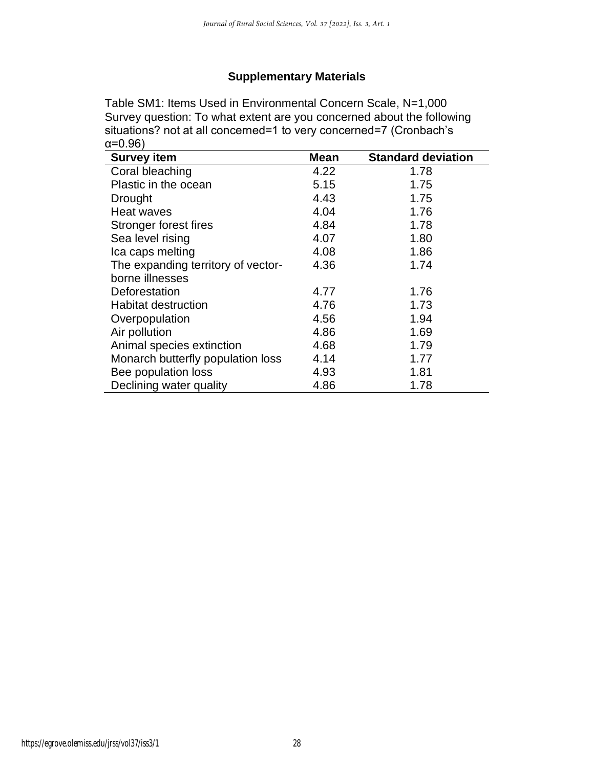## Supplementary Materials

Table SM1: Items Used in Environmental Concern Scale, N=1,000
Survey question: To what extent are you concerned about the following situations? not at all concerned=1 to very concerned=7 (Cronbach's α=0.96)

| Survey item | Mean | Standard deviation |
|---|---|---|
| Coral bleaching | 4.22 | 1.78 |
| Plastic in the ocean | 5.15 | 1.75 |
| Drought | 4.43 | 1.75 |
| Heat waves | 4.04 | 1.76 |
| Stronger forest fires | 4.84 | 1.78 |
| Sea level rising | 4.07 | 1.80 |
| Ica caps melting | 4.08 | 1.86 |
| The expanding territory of vector-borne illnesses | 4.36 | 1.74 |
| Deforestation | 4.77 | 1.76 |
| Habitat destruction | 4.76 | 1.73 |
| Overpopulation | 4.56 | 1.94 |
| Air pollution | 4.86 | 1.69 |
| Animal species extinction | 4.68 | 1.79 |
| Monarch butterfly population loss | 4.14 | 1.77 |
| Bee population loss | 4.93 | 1.81 |
| Declining water quality | 4.86 | 1.78 |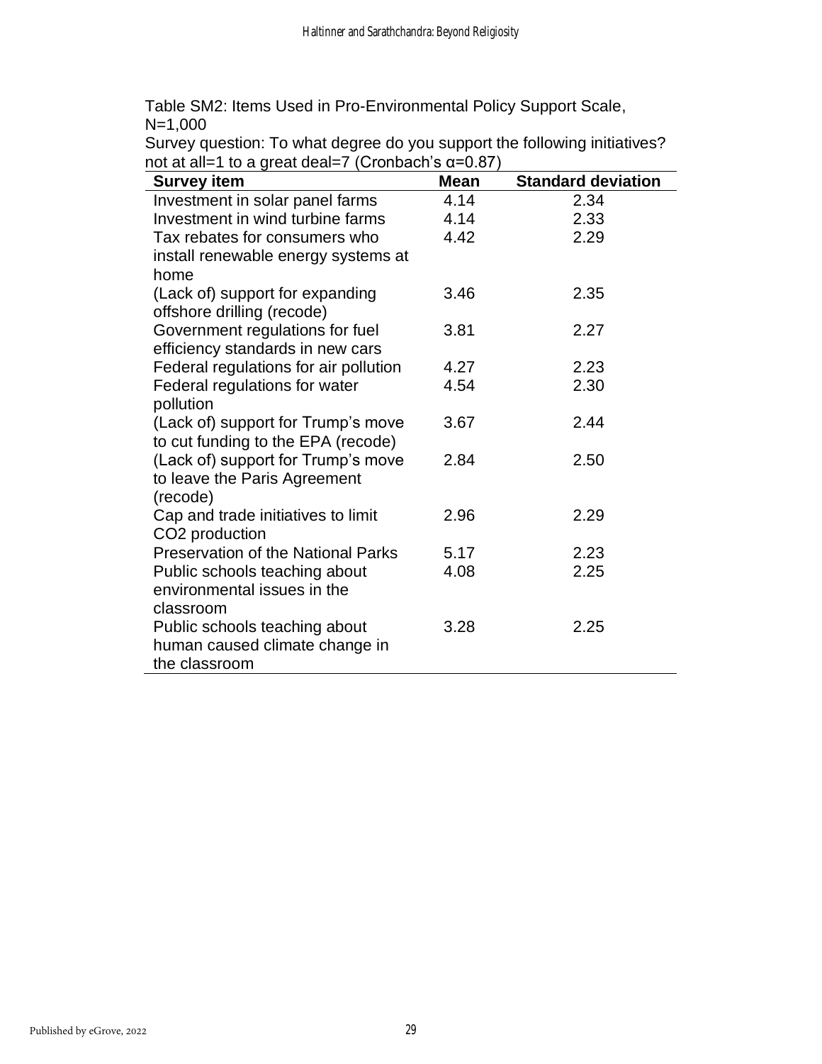Table SM2: Items Used in Pro-Environmental Policy Support Scale, N=1,000

Survey question: To what degree do you support the following initiatives? not at all=1 to a great deal=7 (Cronbach's α=0.87)

| Survey item | Mean | Standard deviation |
|---|---|---|
| Investment in solar panel farms | 4.14 | 2.34 |
| Investment in wind turbine farms | 4.14 | 2.33 |
| Tax rebates for consumers who install renewable energy systems at home | 4.42 | 2.29 |
| (Lack of) support for expanding offshore drilling (recode) | 3.46 | 2.35 |
| Government regulations for fuel efficiency standards in new cars | 3.81 | 2.27 |
| Federal regulations for air pollution | 4.27 | 2.23 |
| Federal regulations for water pollution | 4.54 | 2.30 |
| (Lack of) support for Trump's move to cut funding to the EPA (recode) | 3.67 | 2.44 |
| (Lack of) support for Trump's move to leave the Paris Agreement (recode) | 2.84 | 2.50 |
| Cap and trade initiatives to limit $CO_2$ production | 2.96 | 2.29 |
| Preservation of the National Parks | 5.17 | 2.23 |
| Public schools teaching about environmental issues in the classroom | 4.08 | 2.25 |
| Public schools teaching about human caused climate change in the classroom | 3.28 | 2.25 |